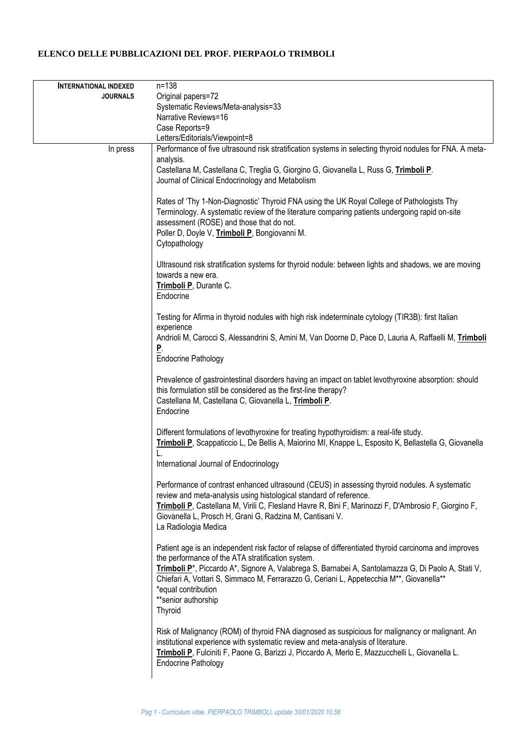# ELENCO DELLE PUBBLICAZIONI DEL PROF. PIERPAOLO TRIMBOLI

| | |
|---|---|
| **INTERNATIONAL INDEXED JOURNALS** | n=138<br>Original papers=72<br>Systematic Reviews/Meta-analysis=33<br>Narrative Reviews=16<br>Case Reports=9<br>Letters/Editorials/Viewpoint=8 |

**In press**

Performance of five ultrasound risk stratification systems in selecting thyroid nodules for FNA. A meta-analysis.
Castellana M, Castellana C, Treglia G, Giorgino G, Giovanella L, Russ G, **Trimboli P**.
Journal of Clinical Endocrinology and Metabolism

Rates of 'Thy 1-Non-Diagnostic' Thyroid FNA using the UK Royal College of Pathologists Thy Terminology. A systematic review of the literature comparing patients undergoing rapid on-site assessment (ROSE) and those that do not.
Poller D, Doyle V, **Trimboli P**, Bongiovanni M.
Cytopathology

Ultrasound risk stratification systems for thyroid nodule: between lights and shadows, we are moving towards a new era.
**Trimboli P**, Durante C.
Endocrine

Testing for Afirma in thyroid nodules with high risk indeterminate cytology (TIR3B): first Italian experience
Andrioli M, Carocci S, Alessandrini S, Amini M, Van Doorne D, Pace D, Lauria A, Raffaelli M, **Trimboli P**.
Endocrine Pathology

Prevalence of gastrointestinal disorders having an impact on tablet levothyroxine absorption: should this formulation still be considered as the first-line therapy?
Castellana M, Castellana C, Giovanella L, **Trimboli P**.
Endocrine

Different formulations of levothyroxine for treating hypothyroidism: a real-life study.
**Trimboli P**, Scappaticcio L, De Bellis A, Maiorino MI, Knappe L, Esposito K, Bellastella G, Giovanella L.
International Journal of Endocrinology

Performance of contrast enhanced ultrasound (CEUS) in assessing thyroid nodules. A systematic review and meta-analysis using histological standard of reference.
**Trimboli P**, Castellana M, Virili C, Flesland Havre R, Bini F, Marinozzi F, D'Ambrosio F, Giorgino F, Giovanella L, Prosch H, Grani G, Radzina M, Cantisani V.
La Radiologia Medica

Patient age is an independent risk factor of relapse of differentiated thyroid carcinoma and improves the performance of the ATA stratification system.
**Trimboli P***, Piccardo A*, Signore A, Valabrega S, Barnabei A, Santolamazza G, Di Paolo A, Stati V, Chiefari A, Vottari S, Simmaco M, Ferrarazzo G, Ceriani L, Appetecchia M**, Giovanella**
*equal contribution
**senior authorship
Thyroid

Risk of Malignancy (ROM) of thyroid FNA diagnosed as suspicious for malignancy or malignant. An institutional experience with systematic review and meta-analysis of literature.
**Trimboli P**, Fulciniti F, Paone G, Barizzi J, Piccardo A, Merlo E, Mazzucchelli L, Giovanella L.
Endocrine Pathology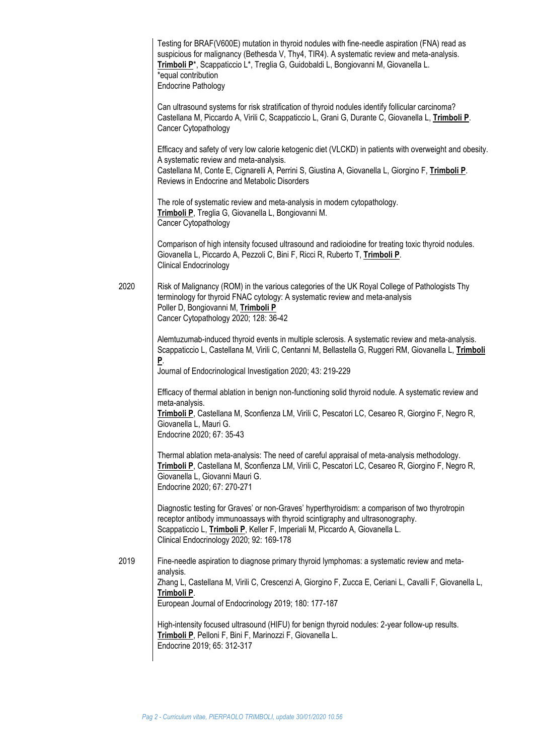Testing for BRAF(V600E) mutation in thyroid nodules with fine-needle aspiration (FNA) read as suspicious for malignancy (Bethesda V, Thy4, TIR4). A systematic review and meta-analysis.
**Trimboli P***, Scappaticcio L*, Treglia G, Guidobaldi L, Bongiovanni M, Giovanella L.
*equal contribution
Endocrine Pathology

Can ultrasound systems for risk stratification of thyroid nodules identify follicular carcinoma?
Castellana M, Piccardo A, Virili C, Scappaticcio L, Grani G, Durante C, Giovanella L, **Trimboli P**.
Cancer Cytopathology

Efficacy and safety of very low calorie ketogenic diet (VLCKD) in patients with overweight and obesity. A systematic review and meta-analysis.
Castellana M, Conte E, Cignarelli A, Perrini S, Giustina A, Giovanella L, Giorgino F, **Trimboli P**.
Reviews in Endocrine and Metabolic Disorders

The role of systematic review and meta-analysis in modern cytopathology.
**Trimboli P**, Treglia G, Giovanella L, Bongiovanni M.
Cancer Cytopathology

Comparison of high intensity focused ultrasound and radioiodine for treating toxic thyroid nodules.
Giovanella L, Piccardo A, Pezzoli C, Bini F, Ricci R, Ruberto T, **Trimboli P**.
Clinical Endocrinology

**2020**

Risk of Malignancy (ROM) in the various categories of the UK Royal College of Pathologists Thy terminology for thyroid FNAC cytology: A systematic review and meta-analysis
Poller D, Bongiovanni M, **Trimboli P**
Cancer Cytopathology 2020; 128: 36-42

Alemtuzumab-induced thyroid events in multiple sclerosis. A systematic review and meta-analysis.
Scappaticcio L, Castellana M, Virili C, Centanni M, Bellastella G, Ruggeri RM, Giovanella L, **Trimboli P**.
Journal of Endocrinological Investigation 2020; 43: 219-229

Efficacy of thermal ablation in benign non-functioning solid thyroid nodule. A systematic review and meta-analysis.
**Trimboli P**, Castellana M, Sconfienza LM, Virili C, Pescatori LC, Cesareo R, Giorgino F, Negro R, Giovanella L, Mauri G.
Endocrine 2020; 67: 35-43

Thermal ablation meta-analysis: The need of careful appraisal of meta-analysis methodology.
**Trimboli P**, Castellana M, Sconfienza LM, Virili C, Pescatori LC, Cesareo R, Giorgino F, Negro R, Giovanella L, Giovanni Mauri G.
Endocrine 2020; 67: 270-271

Diagnostic testing for Graves' or non-Graves' hyperthyroidism: a comparison of two thyrotropin receptor antibody immunoassays with thyroid scintigraphy and ultrasonography.
Scappaticcio L, **Trimboli P**, Keller F, Imperiali M, Piccardo A, Giovanella L.
Clinical Endocrinology 2020; 92: 169-178

**2019**

Fine-needle aspiration to diagnose primary thyroid lymphomas: a systematic review and meta-analysis.
Zhang L, Castellana M, Virili C, Crescenzi A, Giorgino F, Zucca E, Ceriani L, Cavalli F, Giovanella L, **Trimboli P**.
European Journal of Endocrinology 2019; 180: 177-187

High-intensity focused ultrasound (HIFU) for benign thyroid nodules: 2-year follow-up results.
**Trimboli P**, Pelloni F, Bini F, Marinozzi F, Giovanella L.
Endocrine 2019; 65: 312-317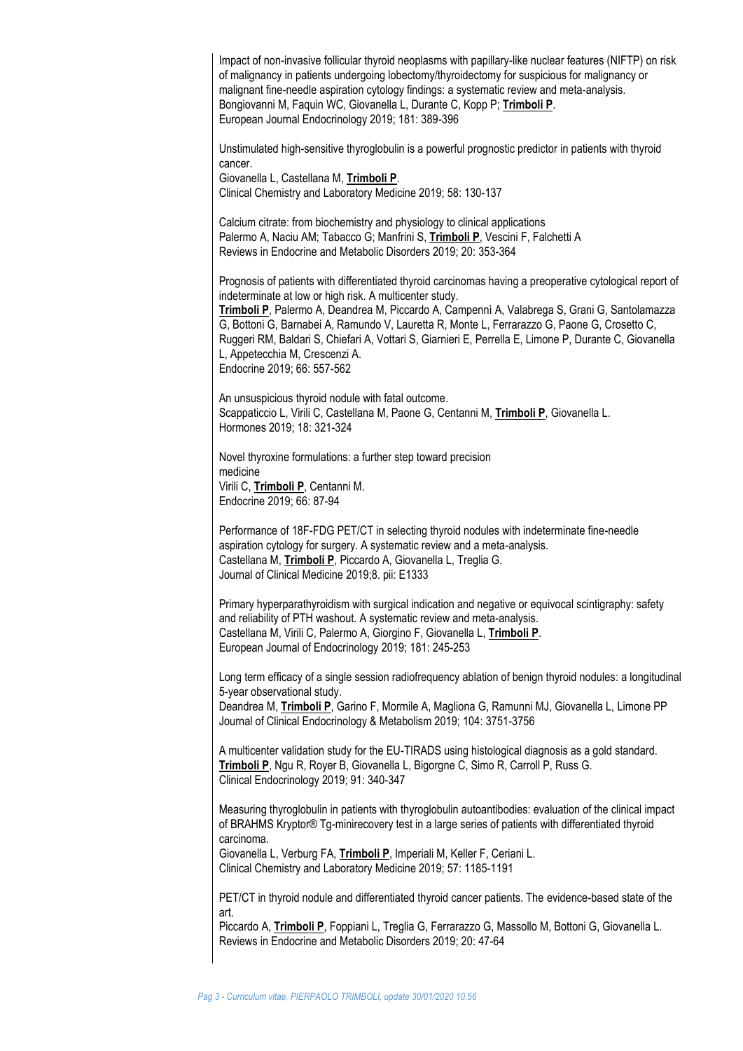Impact of non-invasive follicular thyroid neoplasms with papillary-like nuclear features (NIFTP) on risk of malignancy in patients undergoing lobectomy/thyroidectomy for suspicious for malignancy or malignant fine-needle aspiration cytology findings: a systematic review and meta-analysis.
Bongiovanni M, Faquin WC, Giovanella L, Durante C, Kopp P; **Trimboli P**.
European Journal Endocrinology 2019; 181: 389-396

Unstimulated high-sensitive thyroglobulin is a powerful prognostic predictor in patients with thyroid cancer.
Giovanella L, Castellana M, **Trimboli P**.
Clinical Chemistry and Laboratory Medicine 2019; 58: 130-137

Calcium citrate: from biochemistry and physiology to clinical applications
Palermo A, Naciu AM; Tabacco G; Manfrini S, **Trimboli P**, Vescini F, Falchetti A
Reviews in Endocrine and Metabolic Disorders 2019; 20: 353-364

Prognosis of patients with differentiated thyroid carcinomas having a preoperative cytological report of indeterminate at low or high risk. A multicenter study.
**Trimboli P**, Palermo A, Deandrea M, Piccardo A, Campennì A, Valabrega S, Grani G, Santolamazza G, Bottoni G, Barnabei A, Ramundo V, Lauretta R, Monte L, Ferrarazzo G, Paone G, Crosetto C, Ruggeri RM, Baldari S, Chiefari A, Vottari S, Giarnieri E, Perrella E, Limone P, Durante C, Giovanella L, Appetecchia M, Crescenzi A.
Endocrine 2019; 66: 557-562

An unsuspicious thyroid nodule with fatal outcome.
Scappaticcio L, Virili C, Castellana M, Paone G, Centanni M, **Trimboli P**, Giovanella L.
Hormones 2019; 18: 321-324

Novel thyroxine formulations: a further step toward precision medicine
Virili C, **Trimboli P**, Centanni M.
Endocrine 2019; 66: 87-94

Performance of 18F-FDG PET/CT in selecting thyroid nodules with indeterminate fine-needle aspiration cytology for surgery. A systematic review and a meta-analysis.
Castellana M, **Trimboli P**, Piccardo A, Giovanella L, Treglia G.
Journal of Clinical Medicine 2019;8. pii: E1333

Primary hyperparathyroidism with surgical indication and negative or equivocal scintigraphy: safety and reliability of PTH washout. A systematic review and meta-analysis.
Castellana M, Virili C, Palermo A, Giorgino F, Giovanella L, **Trimboli P**.
European Journal of Endocrinology 2019; 181: 245-253

Long term efficacy of a single session radiofrequency ablation of benign thyroid nodules: a longitudinal 5-year observational study.
Deandrea M, **Trimboli P**, Garino F, Mormile A, Magliona G, Ramunni MJ, Giovanella L, Limone PP
Journal of Clinical Endocrinology & Metabolism 2019; 104: 3751-3756

A multicenter validation study for the EU-TIRADS using histological diagnosis as a gold standard.
**Trimboli P**, Ngu R, Royer B, Giovanella L, Bigorgne C, Simo R, Carroll P, Russ G.
Clinical Endocrinology 2019; 91: 340-347

Measuring thyroglobulin in patients with thyroglobulin autoantibodies: evaluation of the clinical impact of BRAHMS Kryptor® Tg-minirecovery test in a large series of patients with differentiated thyroid carcinoma.
Giovanella L, Verburg FA, **Trimboli P**, Imperiali M, Keller F, Ceriani L.
Clinical Chemistry and Laboratory Medicine 2019; 57: 1185-1191

PET/CT in thyroid nodule and differentiated thyroid cancer patients. The evidence-based state of the art.
Piccardo A, **Trimboli P**, Foppiani L, Treglia G, Ferrarazzo G, Massollo M, Bottoni G, Giovanella L.
Reviews in Endocrine and Metabolic Disorders 2019; 20: 47-64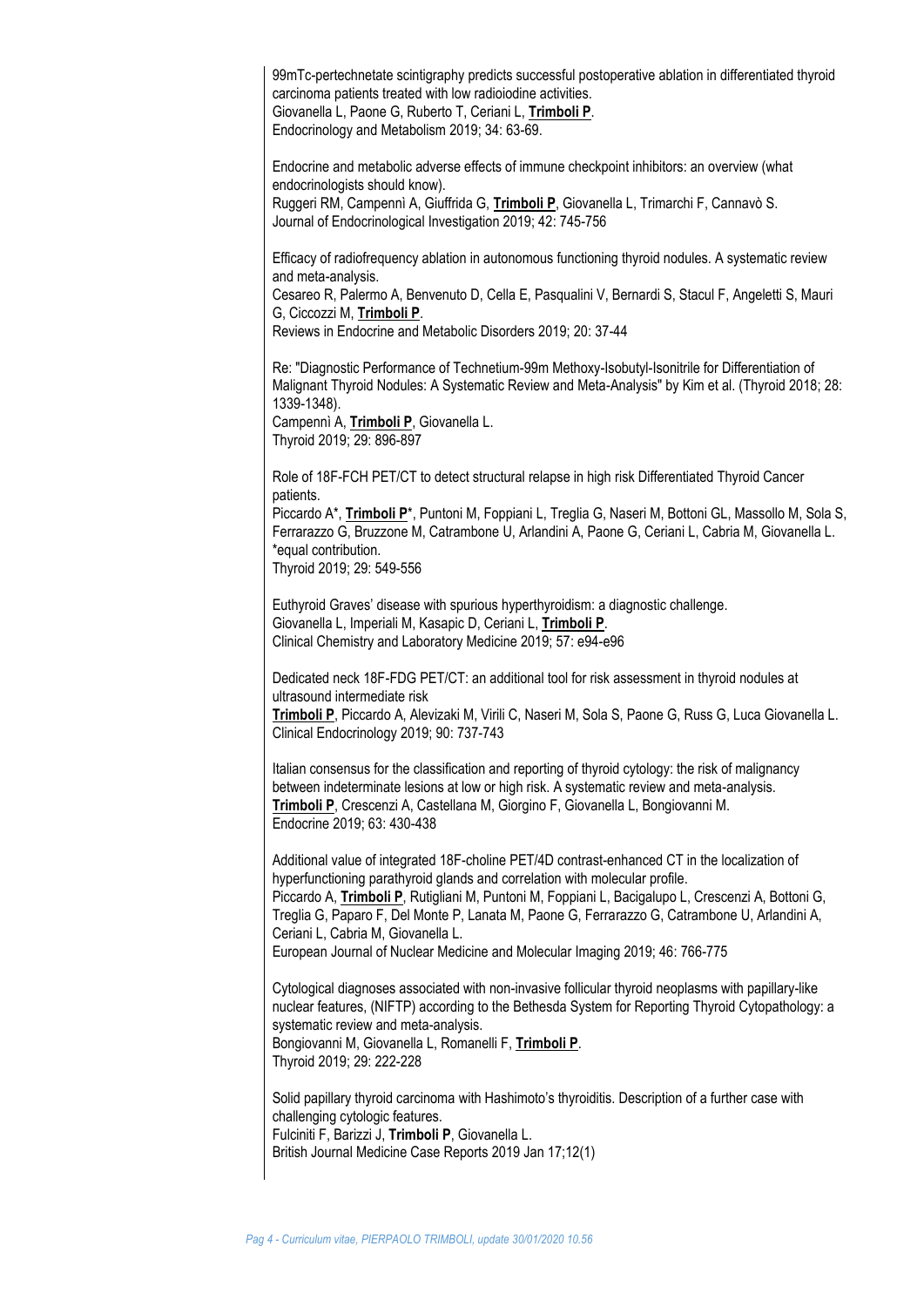99mTc-pertechnetate scintigraphy predicts successful postoperative ablation in differentiated thyroid carcinoma patients treated with low radioiodine activities.
Giovanella L, Paone G, Ruberto T, Ceriani L, **Trimboli P**.
Endocrinology and Metabolism 2019; 34: 63-69.

Endocrine and metabolic adverse effects of immune checkpoint inhibitors: an overview (what endocrinologists should know).
Ruggeri RM, Campennì A, Giuffrida G, **Trimboli P**, Giovanella L, Trimarchi F, Cannavò S.
Journal of Endocrinological Investigation 2019; 42: 745-756

Efficacy of radiofrequency ablation in autonomous functioning thyroid nodules. A systematic review and meta-analysis.
Cesareo R, Palermo A, Benvenuto D, Cella E, Pasqualini V, Bernardi S, Stacul F, Angeletti S, Mauri G, Ciccozzi M, **Trimboli P**.
Reviews in Endocrine and Metabolic Disorders 2019; 20: 37-44

Re: "Diagnostic Performance of Technetium-99m Methoxy-Isobutyl-Isonitrile for Differentiation of Malignant Thyroid Nodules: A Systematic Review and Meta-Analysis" by Kim et al. (Thyroid 2018; 28: 1339-1348).
Campennì A, **Trimboli P**, Giovanella L.
Thyroid 2019; 29: 896-897

Role of 18F-FCH PET/CT to detect structural relapse in high risk Differentiated Thyroid Cancer patients.
Piccardo A*, **Trimboli P***, Puntoni M, Foppiani L, Treglia G, Naseri M, Bottoni GL, Massollo M, Sola S, Ferrarazzo G, Bruzzone M, Catrambone U, Arlandini A, Paone G, Ceriani L, Cabria M, Giovanella L.
*equal contribution.
Thyroid 2019; 29: 549-556

Euthyroid Graves' disease with spurious hyperthyroidism: a diagnostic challenge.
Giovanella L, Imperiali M, Kasapic D, Ceriani L, **Trimboli P**.
Clinical Chemistry and Laboratory Medicine 2019; 57: e94-e96

Dedicated neck 18F-FDG PET/CT: an additional tool for risk assessment in thyroid nodules at ultrasound intermediate risk
**Trimboli P**, Piccardo A, Alevizaki M, Virili C, Naseri M, Sola S, Paone G, Russ G, Luca Giovanella L.
Clinical Endocrinology 2019; 90: 737-743

Italian consensus for the classification and reporting of thyroid cytology: the risk of malignancy between indeterminate lesions at low or high risk. A systematic review and meta-analysis.
**Trimboli P**, Crescenzi A, Castellana M, Giorgino F, Giovanella L, Bongiovanni M.
Endocrine 2019; 63: 430-438

Additional value of integrated 18F-choline PET/4D contrast-enhanced CT in the localization of hyperfunctioning parathyroid glands and correlation with molecular profile.
Piccardo A, **Trimboli P**, Rutigliani M, Puntoni M, Foppiani L, Bacigalupo L, Crescenzi A, Bottoni G, Treglia G, Paparo F, Del Monte P, Lanata M, Paone G, Ferrarazzo G, Catrambone U, Arlandini A, Ceriani L, Cabria M, Giovanella L.
European Journal of Nuclear Medicine and Molecular Imaging 2019; 46: 766-775

Cytological diagnoses associated with non-invasive follicular thyroid neoplasms with papillary-like nuclear features, (NIFTP) according to the Bethesda System for Reporting Thyroid Cytopathology: a systematic review and meta-analysis.
Bongiovanni M, Giovanella L, Romanelli F, **Trimboli P**.
Thyroid 2019; 29: 222-228

Solid papillary thyroid carcinoma with Hashimoto's thyroiditis. Description of a further case with challenging cytologic features.
Fulciniti F, Barizzi J, **Trimboli P**, Giovanella L.
British Journal Medicine Case Reports 2019 Jan 17;12(1)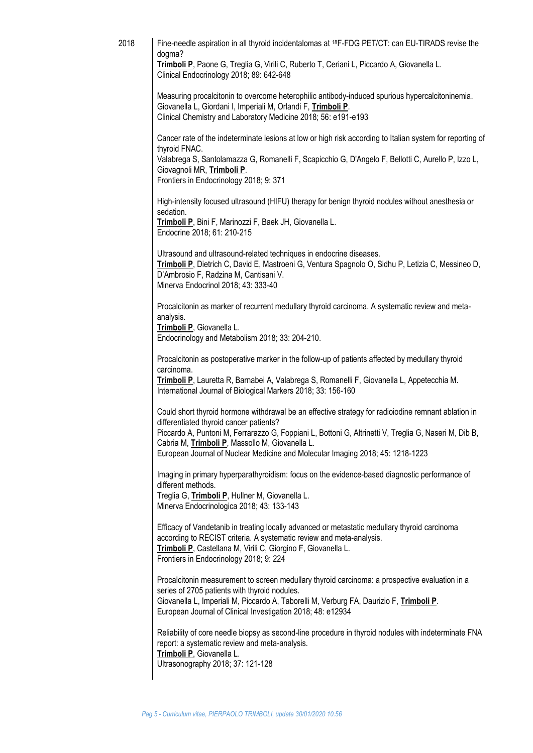2018

Fine-needle aspiration in all thyroid incidentalomas at [18]F-FDG PET/CT: can EU-TIRADS revise the dogma?
**Trimboli P**, Paone G, Treglia G, Virili C, Ruberto T, Ceriani L, Piccardo A, Giovanella L.
Clinical Endocrinology 2018; 89: 642-648

Measuring procalcitonin to overcome heterophilic antibody-induced spurious hypercalcitoninemia.
Giovanella L, Giordani I, Imperiali M, Orlandi F, **Trimboli P**.
Clinical Chemistry and Laboratory Medicine 2018; 56: e191-e193

Cancer rate of the indeterminate lesions at low or high risk according to Italian system for reporting of thyroid FNAC.
Valabrega S, Santolamazza G, Romanelli F, Scapicchio G, D'Angelo F, Bellotti C, Aurello P, Izzo L, Giovagnoli MR, **Trimboli P**.
Frontiers in Endocrinology 2018; 9: 371

High-intensity focused ultrasound (HIFU) therapy for benign thyroid nodules without anesthesia or sedation.
**Trimboli P**, Bini F, Marinozzi F, Baek JH, Giovanella L.
Endocrine 2018; 61: 210-215

Ultrasound and ultrasound-related techniques in endocrine diseases.
**Trimboli P**, Dietrich C, David E, Mastroeni G, Ventura Spagnolo O, Sidhu P, Letizia C, Messineo D, D'Ambrosio F, Radzina M, Cantisani V.
Minerva Endocrinol 2018; 43: 333-40

Procalcitonin as marker of recurrent medullary thyroid carcinoma. A systematic review and meta-analysis.
**Trimboli P**, Giovanella L.
Endocrinology and Metabolism 2018; 33: 204-210.

Procalcitonin as postoperative marker in the follow-up of patients affected by medullary thyroid carcinoma.
**Trimboli P**, Lauretta R, Barnabei A, Valabrega S, Romanelli F, Giovanella L, Appetecchia M.
International Journal of Biological Markers 2018; 33: 156-160

Could short thyroid hormone withdrawal be an effective strategy for radioiodine remnant ablation in differentiated thyroid cancer patients?
Piccardo A, Puntoni M, Ferrarazzo G, Foppiani L, Bottoni G, Altrinetti V, Treglia G, Naseri M, Dib B, Cabria M, **Trimboli P**, Massollo M, Giovanella L.
European Journal of Nuclear Medicine and Molecular Imaging 2018; 45: 1218-1223

Imaging in primary hyperparathyroidism: focus on the evidence-based diagnostic performance of different methods.
Treglia G, **Trimboli P**, Hullner M, Giovanella L.
Minerva Endocrinologica 2018; 43: 133-143

Efficacy of Vandetanib in treating locally advanced or metastatic medullary thyroid carcinoma according to RECIST criteria. A systematic review and meta-analysis.
**Trimboli P**, Castellana M, Virili C, Giorgino F, Giovanella L.
Frontiers in Endocrinology 2018; 9: 224

Procalcitonin measurement to screen medullary thyroid carcinoma: a prospective evaluation in a series of 2705 patients with thyroid nodules.
Giovanella L, Imperiali M, Piccardo A, Taborelli M, Verburg FA, Daurizio F, **Trimboli P**.
European Journal of Clinical Investigation 2018; 48: e12934

Reliability of core needle biopsy as second-line procedure in thyroid nodules with indeterminate FNA report: a systematic review and meta-analysis.
**Trimboli P**, Giovanella L.
Ultrasonography 2018; 37: 121-128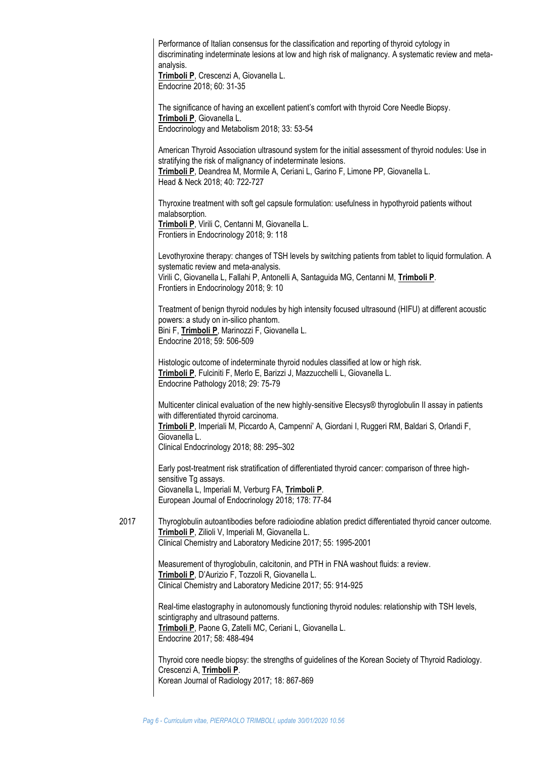Performance of Italian consensus for the classification and reporting of thyroid cytology in discriminating indeterminate lesions at low and high risk of malignancy. A systematic review and meta-analysis.
**Trimboli P**, Crescenzi A, Giovanella L.
Endocrine 2018; 60: 31-35

The significance of having an excellent patient's comfort with thyroid Core Needle Biopsy.
**Trimboli P**, Giovanella L.
Endocrinology and Metabolism 2018; 33: 53-54

American Thyroid Association ultrasound system for the initial assessment of thyroid nodules: Use in stratifying the risk of malignancy of indeterminate lesions.
**Trimboli P**, Deandrea M, Mormile A, Ceriani L, Garino F, Limone PP, Giovanella L.
Head & Neck 2018; 40: 722-727

Thyroxine treatment with soft gel capsule formulation: usefulness in hypothyroid patients without malabsorption.
**Trimboli P**, Virili C, Centanni M, Giovanella L.
Frontiers in Endocrinology 2018; 9: 118

Levothyroxine therapy: changes of TSH levels by switching patients from tablet to liquid formulation. A systematic review and meta-analysis.
Virili C, Giovanella L, Fallahi P, Antonelli A, Santaguida MG, Centanni M, **Trimboli P**.
Frontiers in Endocrinology 2018; 9: 10

Treatment of benign thyroid nodules by high intensity focused ultrasound (HIFU) at different acoustic powers: a study on in-silico phantom.
Bini F, **Trimboli P**, Marinozzi F, Giovanella L.
Endocrine 2018; 59: 506-509

Histologic outcome of indeterminate thyroid nodules classified at low or high risk.
**Trimboli P**, Fulciniti F, Merlo E, Barizzi J, Mazzucchelli L, Giovanella L.
Endocrine Pathology 2018; 29: 75-79

Multicenter clinical evaluation of the new highly-sensitive Elecsys® thyroglobulin II assay in patients with differentiated thyroid carcinoma.
**Trimboli P**, Imperiali M, Piccardo A, Campenni' A, Giordani I, Ruggeri RM, Baldari S, Orlandi F, Giovanella L.
Clinical Endocrinology 2018; 88: 295–302

Early post-treatment risk stratification of differentiated thyroid cancer: comparison of three high-sensitive Tg assays.
Giovanella L, Imperiali M, Verburg FA, **Trimboli P**.
European Journal of Endocrinology 2018; 178: 77-84

**2017**

Thyroglobulin autoantibodies before radioiodine ablation predict differentiated thyroid cancer outcome.
**Trimboli P**, Zilioli V, Imperiali M, Giovanella L.
Clinical Chemistry and Laboratory Medicine 2017; 55: 1995-2001

Measurement of thyroglobulin, calcitonin, and PTH in FNA washout fluids: a review.
**Trimboli P**, D'Aurizio F, Tozzoli R, Giovanella L.
Clinical Chemistry and Laboratory Medicine 2017; 55: 914-925

Real-time elastography in autonomously functioning thyroid nodules: relationship with TSH levels, scintigraphy and ultrasound patterns.
**Trimboli P**, Paone G, Zatelli MC, Ceriani L, Giovanella L.
Endocrine 2017; 58: 488-494

Thyroid core needle biopsy: the strengths of guidelines of the Korean Society of Thyroid Radiology.
Crescenzi A, **Trimboli P**.
Korean Journal of Radiology 2017; 18: 867-869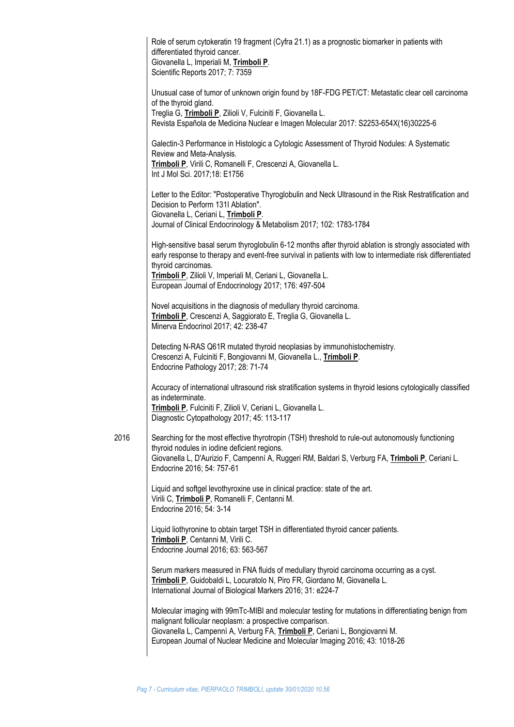Role of serum cytokeratin 19 fragment (Cyfra 21.1) as a prognostic biomarker in patients with differentiated thyroid cancer.
Giovanella L, Imperiali M, **Trimboli P**.
Scientific Reports 2017; 7: 7359

Unusual case of tumor of unknown origin found by 18F-FDG PET/CT: Metastatic clear cell carcinoma of the thyroid gland.
Treglia G, **Trimboli P**, Ziliolі V, Fulciniti F, Giovanella L.
Revista Española de Medicina Nuclear e Imagen Molecular 2017: S2253-654X(16)30225-6

Galectin-3 Performance in Histologic a Cytologic Assessment of Thyroid Nodules: A Systematic Review and Meta-Analysis.
**Trimboli P**, Virili C, Romanelli F, Crescenzi A, Giovanella L.
Int J Mol Sci. 2017;18: E1756

Letter to the Editor: "Postoperative Thyroglobulin and Neck Ultrasound in the Risk Restratification and Decision to Perform 131I Ablation".
Giovanella L, Ceriani L, **Trimboli P**.
Journal of Clinical Endocrinology & Metabolism 2017; 102: 1783-1784

High-sensitive basal serum thyroglobulin 6-12 months after thyroid ablation is strongly associated with early response to therapy and event-free survival in patients with low to intermediate risk differentiated thyroid carcinomas.
**Trimboli P**, Zilioli V, Imperiali M, Ceriani L, Giovanella L.
European Journal of Endocrinology 2017; 176: 497-504

Novel acquisitions in the diagnosis of medullary thyroid carcinoma.
**Trimboli P**, Crescenzi A, Saggiorato E, Treglia G, Giovanella L.
Minerva Endocrinol 2017; 42: 238-47

Detecting N-RAS Q61R mutated thyroid neoplasias by immunohistochemistry.
Crescenzi A, Fulciniti F, Bongiovanni M, Giovanella L., **Trimboli P**.
Endocrine Pathology 2017; 28: 71-74

Accuracy of international ultrasound risk stratification systems in thyroid lesions cytologically classified as indeterminate.
**Trimboli P**, Fulciniti F, Zilioli V, Ceriani L, Giovanella L.
Diagnostic Cytopathology 2017; 45: 113-117

2016

Searching for the most effective thyrotropin (TSH) threshold to rule-out autonomously functioning thyroid nodules in iodine deficient regions.
Giovanella L, D'Aurizio F, Campenní A, Ruggeri RM, Baldari S, Verburg FA, **Trimboli P**, Ceriani L.
Endocrine 2016; 54: 757-61

Liquid and softgel levothyroxine use in clinical practice: state of the art.
Virili C, **Trimboli P**, Romanelli F, Centanni M.
Endocrine 2016; 54: 3-14

Liquid liothyronine to obtain target TSH in differentiated thyroid cancer patients.
**Trimboli P**, Centanni M, Virili C.
Endocrine Journal 2016; 63: 563-567

Serum markers measured in FNA fluids of medullary thyroid carcinoma occurring as a cyst.
**Trimboli P**, Guidobaldi L, Locuratolo N, Piro FR, Giordano M, Giovanella L.
International Journal of Biological Markers 2016; 31: e224-7

Molecular imaging with 99mTc-MIBI and molecular testing for mutations in differentiating benign from malignant follicular neoplasm: a prospective comparison.
Giovanella L, Campennì A, Verburg FA, **Trimboli P**, Ceriani L, Bongiovanni M.
European Journal of Nuclear Medicine and Molecular Imaging 2016; 43: 1018-26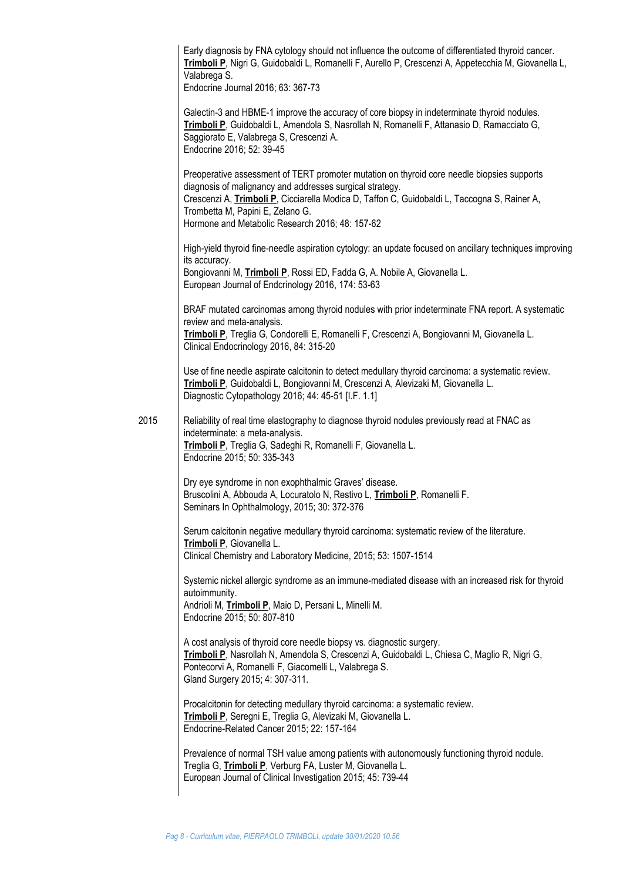Early diagnosis by FNA cytology should not influence the outcome of differentiated thyroid cancer.
**Trimboli P**, Nigri G, Guidobaldi L, Romanelli F, Aurello P, Crescenzi A, Appetecchia M, Giovanella L, Valabrega S.
Endocrine Journal 2016; 63: 367-73

Galectin-3 and HBME-1 improve the accuracy of core biopsy in indeterminate thyroid nodules.
**Trimboli P**, Guidobaldi L, Amendola S, Nasrollah N, Romanelli F, Attanasio D, Ramacciato G, Saggiorato E, Valabrega S, Crescenzi A.
Endocrine 2016; 52: 39-45

Preoperative assessment of TERT promoter mutation on thyroid core needle biopsies supports diagnosis of malignancy and addresses surgical strategy.
Crescenzi A, **Trimboli P**, Cicciarella Modica D, Taffon C, Guidobaldi L, Taccogna S, Rainer A, Trombetta M, Papini E, Zelano G.
Hormone and Metabolic Research 2016; 48: 157-62

High-yield thyroid fine-needle aspiration cytology: an update focused on ancillary techniques improving its accuracy.
Bongiovanni M, **Trimboli P**, Rossi ED, Fadda G, A. Nobile A, Giovanella L.
European Journal of Endcrinology 2016, 174: 53-63

BRAF mutated carcinomas among thyroid nodules with prior indeterminate FNA report. A systematic review and meta-analysis.
**Trimboli P**, Treglia G, Condorelli E, Romanelli F, Crescenzi A, Bongiovanni M, Giovanella L.
Clinical Endocrinology 2016, 84: 315-20

Use of fine needle aspirate calcitonin to detect medullary thyroid carcinoma: a systematic review.
**Trimboli P**, Guidobaldi L, Bongiovanni M, Crescenzi A, Alevizaki M, Giovanella L.
Diagnostic Cytopathology 2016; 44: 45-51 [I.F. 1.1]

**2015**

Reliability of real time elastography to diagnose thyroid nodules previously read at FNAC as indeterminate: a meta-analysis.
**Trimboli P**, Treglia G, Sadeghi R, Romanelli F, Giovanella L.
Endocrine 2015; 50: 335-343

Dry eye syndrome in non exophthalmic Graves' disease.
Bruscolini A, Abbouda A, Locuratolo N, Restivo L, **Trimboli P**, Romanelli F.
Seminars In Ophthalmology, 2015; 30: 372-376

Serum calcitonin negative medullary thyroid carcinoma: systematic review of the literature.
**Trimboli P**, Giovanella L.
Clinical Chemistry and Laboratory Medicine, 2015; 53: 1507-1514

Systemic nickel allergic syndrome as an immune-mediated disease with an increased risk for thyroid autoimmunity.
Andrioli M, **Trimboli P**, Maio D, Persani L, Minelli M.
Endocrine 2015; 50: 807-810

A cost analysis of thyroid core needle biopsy vs. diagnostic surgery.
**Trimboli P**, Nasrollah N, Amendola S, Crescenzi A, Guidobaldi L, Chiesa C, Maglio R, Nigri G, Pontecorvi A, Romanelli F, Giacomelli L, Valabrega S.
Gland Surgery 2015; 4: 307-311.

Procalcitonin for detecting medullary thyroid carcinoma: a systematic review.
**Trimboli P**, Seregni E, Treglia G, Alevizaki M, Giovanella L.
Endocrine-Related Cancer 2015; 22: 157-164

Prevalence of normal TSH value among patients with autonomously functioning thyroid nodule.
Treglia G, **Trimboli P**, Verburg FA, Luster M, Giovanella L.
European Journal of Clinical Investigation 2015; 45: 739-44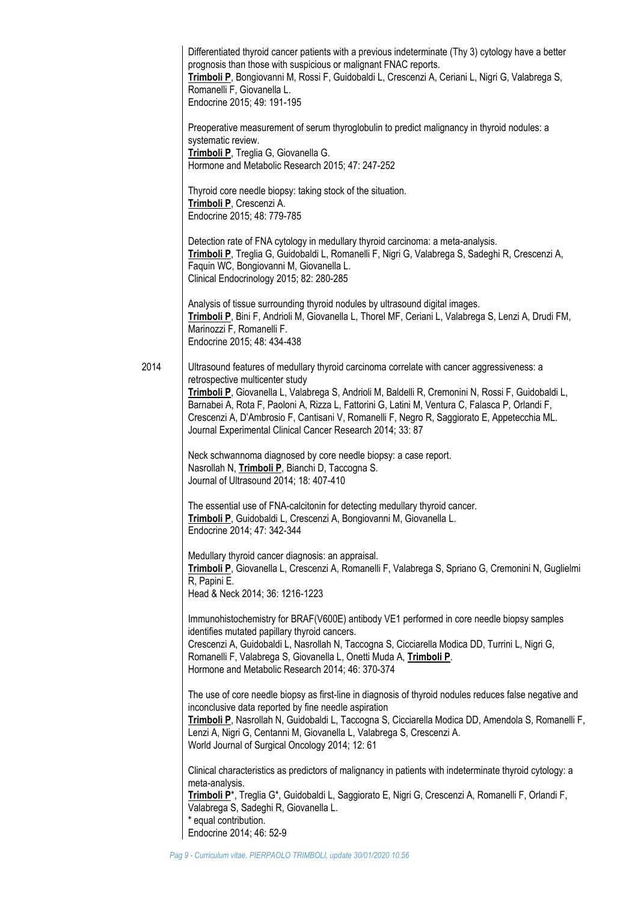Differentiated thyroid cancer patients with a previous indeterminate (Thy 3) cytology have a better prognosis than those with suspicious or malignant FNAC reports.
**Trimboli P**, Bongiovanni M, Rossi F, Guidobaldi L, Crescenzi A, Ceriani L, Nigri G, Valabrega S, Romanelli F, Giovanella L.
Endocrine 2015; 49: 191-195

Preoperative measurement of serum thyroglobulin to predict malignancy in thyroid nodules: a systematic review.
**Trimboli P**, Treglia G, Giovanella G.
Hormone and Metabolic Research 2015; 47: 247-252

Thyroid core needle biopsy: taking stock of the situation.
**Trimboli P**, Crescenzi A.
Endocrine 2015; 48: 779-785

Detection rate of FNA cytology in medullary thyroid carcinoma: a meta-analysis.
**Trimboli P**, Treglia G, Guidobaldi L, Romanelli F, Nigri G, Valabrega S, Sadeghi R, Crescenzi A, Faquin WC, Bongiovanni M, Giovanella L.
Clinical Endocrinology 2015; 82: 280-285

Analysis of tissue surrounding thyroid nodules by ultrasound digital images.
**Trimboli P**, Bini F, Andrioli M, Giovanella L, Thorel MF, Ceriani L, Valabrega S, Lenzi A, Drudi FM, Marinozzi F, Romanelli F.
Endocrine 2015; 48: 434-438

2014

Ultrasound features of medullary thyroid carcinoma correlate with cancer aggressiveness: a retrospective multicenter study
**Trimboli P**, Giovanella L, Valabrega S, Andrioli M, Baldelli R, Cremonini N, Rossi F, Guidobaldi L, Barnabei A, Rota F, Paoloni A, Rizza L, Fattorini G, Latini M, Ventura C, Falasca P, Orlandi F, Crescenzi A, D'Ambrosio F, Cantisani V, Romanelli F, Negro R, Saggiorato E, Appetecchia ML.
Journal Experimental Clinical Cancer Research 2014; 33: 87

Neck schwannoma diagnosed by core needle biopsy: a case report.
Nasrollah N, **Trimboli P**, Bianchi D, Taccogna S.
Journal of Ultrasound 2014; 18: 407-410

The essential use of FNA-calcitonin for detecting medullary thyroid cancer.
**Trimboli P**, Guidobaldi L, Crescenzi A, Bongiovanni M, Giovanella L.
Endocrine 2014; 47: 342-344

Medullary thyroid cancer diagnosis: an appraisal.
**Trimboli P**, Giovanella L, Crescenzi A, Romanelli F, Valabrega S, Spriano G, Cremonini N, Guglielmi R, Papini E.
Head & Neck 2014; 36: 1216-1223

Immunohistochemistry for BRAF(V600E) antibody VE1 performed in core needle biopsy samples identifies mutated papillary thyroid cancers.
Crescenzi A, Guidobaldi L, Nasrollah N, Taccogna S, Cicciarella Modica DD, Turrini L, Nigri G, Romanelli F, Valabrega S, Giovanella L, Onetti Muda A, **Trimboli P**.
Hormone and Metabolic Research 2014; 46: 370-374

The use of core needle biopsy as first-line in diagnosis of thyroid nodules reduces false negative and inconclusive data reported by fine needle aspiration
**Trimboli P**, Nasrollah N, Guidobaldi L, Taccogna S, Cicciarella Modica DD, Amendola S, Romanelli F, Lenzi A, Nigri G, Centanni M, Giovanella L, Valabrega S, Crescenzi A.
World Journal of Surgical Oncology 2014; 12: 61

Clinical characteristics as predictors of malignancy in patients with indeterminate thyroid cytology: a meta-analysis.
**Trimboli P***, Treglia G*, Guidobaldi L, Saggiorato E, Nigri G, Crescenzi A, Romanelli F, Orlandi F, Valabrega S, Sadeghi R, Giovanella L.
* equal contribution.
Endocrine 2014; 46: 52-9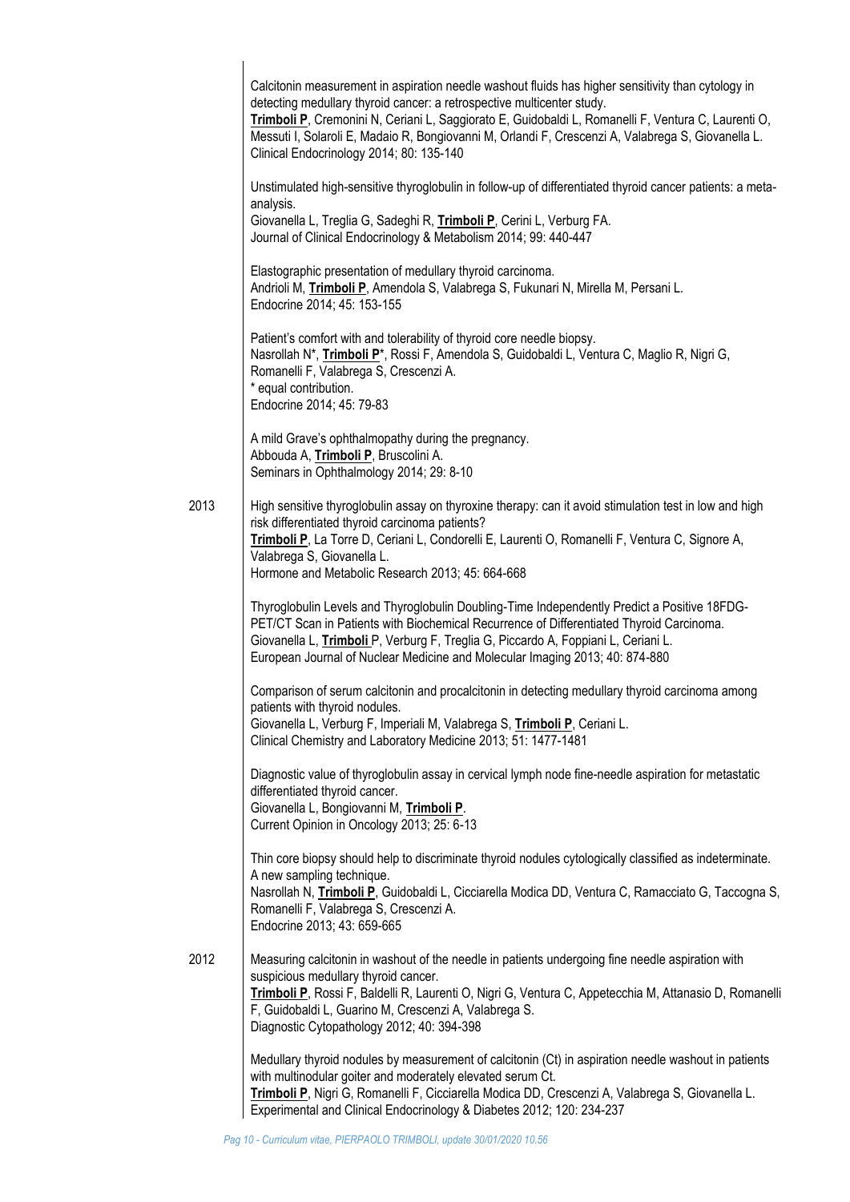Calcitonin measurement in aspiration needle washout fluids has higher sensitivity than cytology in detecting medullary thyroid cancer: a retrospective multicenter study.
**Trimboli P**, Cremonini N, Ceriani L, Saggiorato E, Guidobaldi L, Romanelli F, Ventura C, Laurenti O, Messuti I, Solaroli E, Madaio R, Bongiovanni M, Orlandi F, Crescenzi A, Valabrega S, Giovanella L.
Clinical Endocrinology 2014; 80: 135-140

Unstimulated high-sensitive thyroglobulin in follow-up of differentiated thyroid cancer patients: a meta-analysis.
Giovanella L, Treglia G, Sadeghi R, **Trimboli P**, Cerini L, Verburg FA.
Journal of Clinical Endocrinology & Metabolism 2014; 99: 440-447

Elastographic presentation of medullary thyroid carcinoma.
Andrioli M, **Trimboli P**, Amendola S, Valabrega S, Fukunari N, Mirella M, Persani L.
Endocrine 2014; 45: 153-155

Patient's comfort with and tolerability of thyroid core needle biopsy.
Nasrollah N*, **Trimboli P***, Rossi F, Amendola S, Guidobaldi L, Ventura C, Maglio R, Nigri G, Romanelli F, Valabrega S, Crescenzi A.
* equal contribution.
Endocrine 2014; 45: 79-83

A mild Grave's ophthalmopathy during the pregnancy.
Abbouda A, **Trimboli P**, Bruscolini A.
Seminars in Ophthalmology 2014; 29: 8-10

2013

High sensitive thyroglobulin assay on thyroxine therapy: can it avoid stimulation test in low and high risk differentiated thyroid carcinoma patients?
**Trimboli P**, La Torre D, Ceriani L, Condorelli E, Laurenti O, Romanelli F, Ventura C, Signore A, Valabrega S, Giovanella L.
Hormone and Metabolic Research 2013; 45: 664-668

Thyroglobulin Levels and Thyroglobulin Doubling-Time Independently Predict a Positive 18FDG-PET/CT Scan in Patients with Biochemical Recurrence of Differentiated Thyroid Carcinoma.
Giovanella L, **Trimboli** P, Verburg F, Treglia G, Piccardo A, Foppiani L, Ceriani L.
European Journal of Nuclear Medicine and Molecular Imaging 2013; 40: 874-880

Comparison of serum calcitonin and procalcitonin in detecting medullary thyroid carcinoma among patients with thyroid nodules.
Giovanella L, Verburg F, Imperiali M, Valabrega S, **Trimboli P**, Ceriani L.
Clinical Chemistry and Laboratory Medicine 2013; 51: 1477-1481

Diagnostic value of thyroglobulin assay in cervical lymph node fine-needle aspiration for metastatic differentiated thyroid cancer.
Giovanella L, Bongiovanni M, **Trimboli P**.
Current Opinion in Oncology 2013; 25: 6-13

Thin core biopsy should help to discriminate thyroid nodules cytologically classified as indeterminate. A new sampling technique.
Nasrollah N, **Trimboli P**, Guidobaldi L, Cicciarella Modica DD, Ventura C, Ramacciato G, Taccogna S, Romanelli F, Valabrega S, Crescenzi A.
Endocrine 2013; 43: 659-665

2012

Measuring calcitonin in washout of the needle in patients undergoing fine needle aspiration with suspicious medullary thyroid cancer.
**Trimboli P**, Rossi F, Baldelli R, Laurenti O, Nigri G, Ventura C, Appetecchia M, Attanasio D, Romanelli F, Guidobaldi L, Guarino M, Crescenzi A, Valabrega S.
Diagnostic Cytopathology 2012; 40: 394-398

Medullary thyroid nodules by measurement of calcitonin (Ct) in aspiration needle washout in patients with multinodular goiter and moderately elevated serum Ct.
**Trimboli P**, Nigri G, Romanelli F, Cicciarella Modica DD, Crescenzi A, Valabrega S, Giovanella L.
Experimental and Clinical Endocrinology & Diabetes 2012; 120: 234-237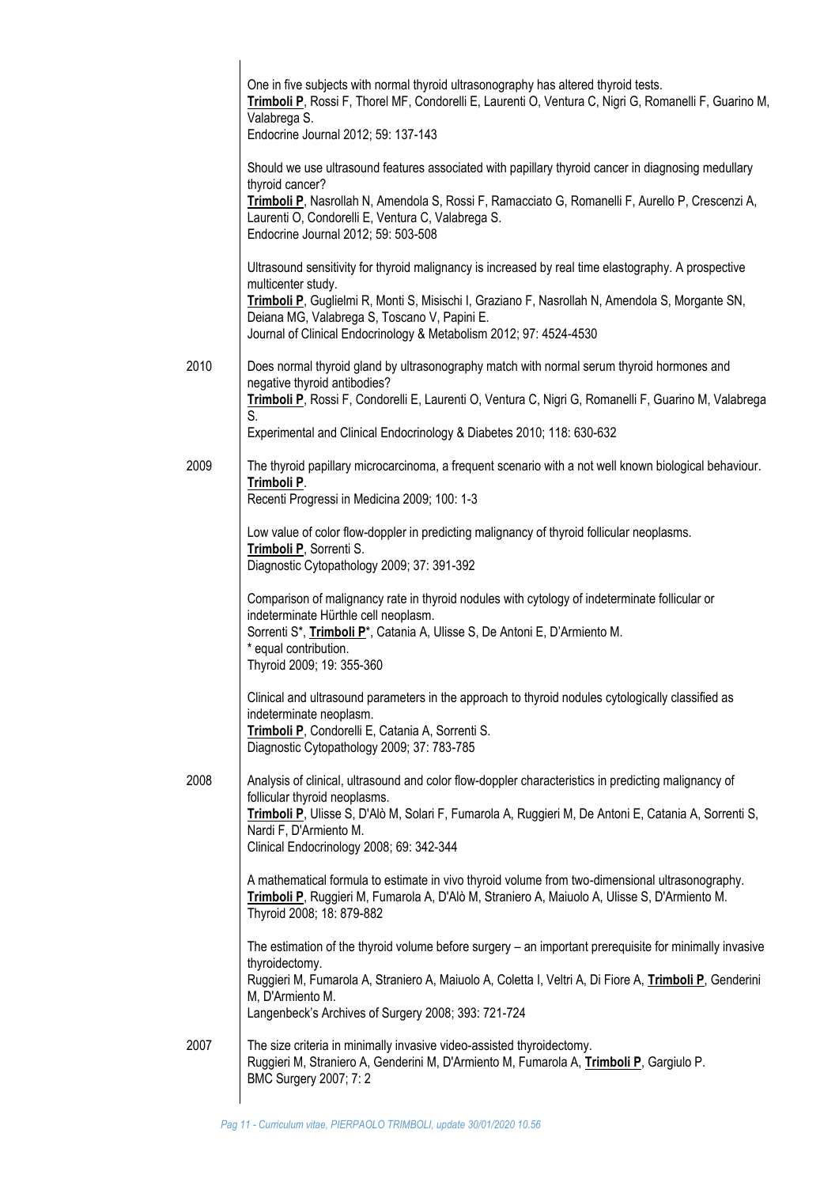One in five subjects with normal thyroid ultrasonography has altered thyroid tests.
**Trimboli P**, Rossi F, Thorel MF, Condorelli E, Laurenti O, Ventura C, Nigri G, Romanelli F, Guarino M, Valabrega S.
Endocrine Journal 2012; 59: 137-143

Should we use ultrasound features associated with papillary thyroid cancer in diagnosing medullary thyroid cancer?
**Trimboli P**, Nasrollah N, Amendola S, Rossi F, Ramacciato G, Romanelli F, Aurello P, Crescenzi A, Laurenti O, Condorelli E, Ventura C, Valabrega S.
Endocrine Journal 2012; 59: 503-508

Ultrasound sensitivity for thyroid malignancy is increased by real time elastography. A prospective multicenter study.
**Trimboli P**, Guglielmi R, Monti S, Misischi I, Graziano F, Nasrollah N, Amendola S, Morgante SN, Deiana MG, Valabrega S, Toscano V, Papini E.
Journal of Clinical Endocrinology & Metabolism 2012; 97: 4524-4530

**2010**

Does normal thyroid gland by ultrasonography match with normal serum thyroid hormones and negative thyroid antibodies?
**Trimboli P**, Rossi F, Condorelli E, Laurenti O, Ventura C, Nigri G, Romanelli F, Guarino M, Valabrega S.
Experimental and Clinical Endocrinology & Diabetes 2010; 118: 630-632

**2009**

The thyroid papillary microcarcinoma, a frequent scenario with a not well known biological behaviour.
**Trimboli P**.
Recenti Progressi in Medicina 2009; 100: 1-3

Low value of color flow-doppler in predicting malignancy of thyroid follicular neoplasms.
**Trimboli P**, Sorrenti S.
Diagnostic Cytopathology 2009; 37: 391-392

Comparison of malignancy rate in thyroid nodules with cytology of indeterminate follicular or indeterminate Hürthle cell neoplasm.
Sorrenti S*, **Trimboli P***, Catania A, Ulisse S, De Antoni E, D'Armiento M.
* equal contribution.
Thyroid 2009; 19: 355-360

Clinical and ultrasound parameters in the approach to thyroid nodules cytologically classified as indeterminate neoplasm.
**Trimboli P**, Condorelli E, Catania A, Sorrenti S.
Diagnostic Cytopathology 2009; 37: 783-785

**2008**

Analysis of clinical, ultrasound and color flow-doppler characteristics in predicting malignancy of follicular thyroid neoplasms.
**Trimboli P**, Ulisse S, D'Alò M, Solari F, Fumarola A, Ruggieri M, De Antoni E, Catania A, Sorrenti S, Nardi F, D'Armiento M.
Clinical Endocrinology 2008; 69: 342-344

A mathematical formula to estimate in vivo thyroid volume from two-dimensional ultrasonography.
**Trimboli P**, Ruggieri M, Fumarola A, D'Alò M, Straniero A, Maiuolo A, Ulisse S, D'Armiento M.
Thyroid 2008; 18: 879-882

The estimation of the thyroid volume before surgery – an important prerequisite for minimally invasive thyroidectomy.
Ruggieri M, Fumarola A, Straniero A, Maiuolo A, Coletta I, Veltri A, Di Fiore A, **Trimboli P**, Genderini M, D'Armiento M.
Langenbeck's Archives of Surgery 2008; 393: 721-724

**2007**

The size criteria in minimally invasive video-assisted thyroidectomy.
Ruggieri M, Straniero A, Genderini M, D'Armiento M, Fumarola A, **Trimboli P**, Gargiulo P.
BMC Surgery 2007; 7: 2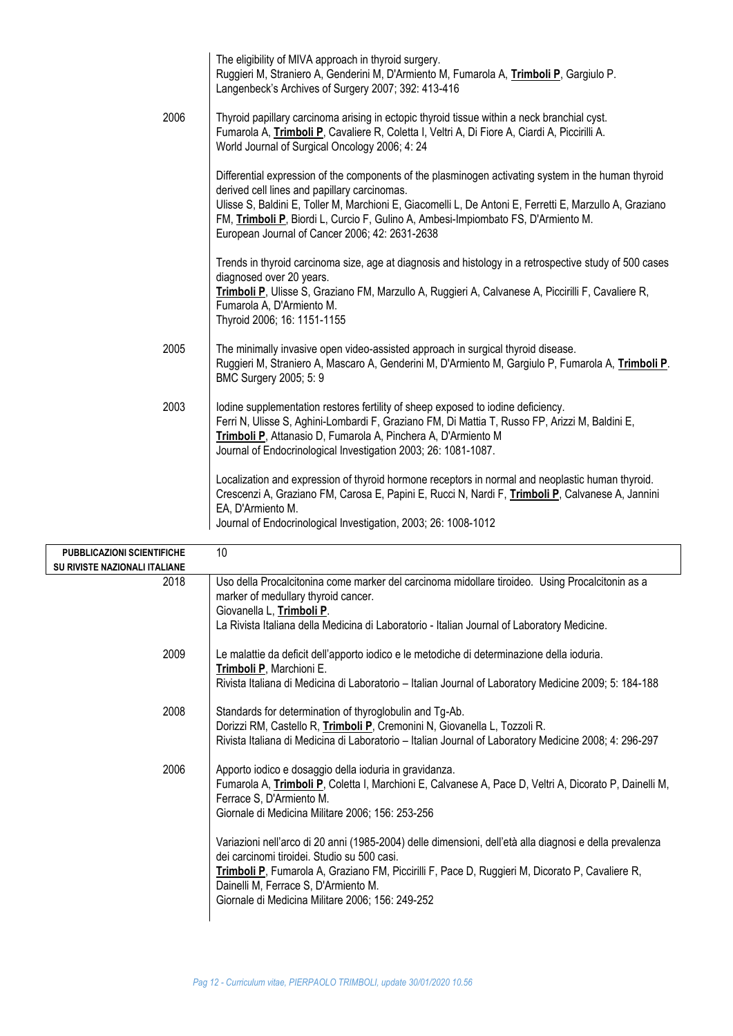| | |
|---|---|
| | The eligibility of MIVA approach in thyroid surgery.<br>Ruggieri M, Straniero A, Genderini M, D'Armiento M, Fumarola A, **Trimboli P**, Gargiulo P.<br>Langenbeck's Archives of Surgery 2007; 392: 413-416 |
| 2006 | Thyroid papillary carcinoma arising in ectopic thyroid tissue within a neck branchial cyst.<br>Fumarola A, **Trimboli P**, Cavaliere R, Coletta I, Veltri A, Di Fiore A, Ciardi A, Piccirilli A.<br>World Journal of Surgical Oncology 2006; 4: 24 |
| | Differential expression of the components of the plasminogen activating system in the human thyroid derived cell lines and papillary carcinomas.<br>Ulisse S, Baldini E, Toller M, Marchioni E, Giacomelli L, De Antoni E, Ferretti E, Marzullo A, Graziano FM, **Trimboli P**, Biordi L, Curcio F, Gulino A, Ambesi-Impiombato FS, D'Armiento M.<br>European Journal of Cancer 2006; 42: 2631-2638 |
| | Trends in thyroid carcinoma size, age at diagnosis and histology in a retrospective study of 500 cases diagnosed over 20 years.<br>**Trimboli P**, Ulisse S, Graziano FM, Marzullo A, Ruggieri A, Calvanese A, Piccirilli F, Cavaliere R, Fumarola A, D'Armiento M.<br>Thyroid 2006; 16: 1151-1155 |
| 2005 | The minimally invasive open video-assisted approach in surgical thyroid disease.<br>Ruggieri M, Straniero A, Mascaro A, Genderini M, D'Armiento M, Gargiulo P, Fumarola A, **Trimboli P**.<br>BMC Surgery 2005; 5: 9 |
| 2003 | Iodine supplementation restores fertility of sheep exposed to iodine deficiency.<br>Ferri N, Ulisse S, Aghini-Lombardi F, Graziano FM, Di Mattia T, Russo FP, Arizzi M, Baldini E, **Trimboli P**, Attanasio D, Fumarola A, Pinchera A, D'Armiento M<br>Journal of Endocrinological Investigation 2003; 26: 1081-1087. |
| | Localization and expression of thyroid hormone receptors in normal and neoplastic human thyroid.<br>Crescenzi A, Graziano FM, Carosa E, Papini E, Rucci N, Nardi F, **Trimboli P**, Calvanese A, Jannini EA, D'Armiento M.<br>Journal of Endocrinological Investigation, 2003; 26: 1008-1012 |

| **PUBBLICAZIONI SCIENTIFICHE SU RIVISTE NAZIONALI ITALIANE** | 10 |
|---|---|
| 2018 | Uso della Procalcitonina come marker del carcinoma midollare tiroideo. Using Procalcitonin as a marker of medullary thyroid cancer.<br>Giovanella L, **Trimboli P**.<br>La Rivista Italiana della Medicina di Laboratorio - Italian Journal of Laboratory Medicine. |
| 2009 | Le malattie da deficit dell'apporto iodico e le metodiche di determinazione della ioduria.<br>**Trimboli P**, Marchioni E.<br>Rivista Italiana di Medicina di Laboratorio – Italian Journal of Laboratory Medicine 2009; 5: 184-188 |
| 2008 | Standards for determination of thyroglobulin and Tg-Ab.<br>Dorizzi RM, Castello R, **Trimboli P**, Cremonini N, Giovanella L, Tozzoli R.<br>Rivista Italiana di Medicina di Laboratorio – Italian Journal of Laboratory Medicine 2008; 4: 296-297 |
| 2006 | Apporto iodico e dosaggio della ioduria in gravidanza.<br>Fumarola A, **Trimboli P**, Coletta I, Marchioni E, Calvanese A, Pace D, Veltri A, Dicorato P, Dainelli M, Ferrace S, D'Armiento M.<br>Giornale di Medicina Militare 2006; 156: 253-256 |
| | Variazioni nell'arco di 20 anni (1985-2004) delle dimensioni, dell'età alla diagnosi e della prevalenza dei carcinomi tiroidei. Studio su 500 casi.<br>**Trimboli P**, Fumarola A, Graziano FM, Piccirilli F, Pace D, Ruggieri M, Dicorato P, Cavaliere R, Dainelli M, Ferrace S, D'Armiento M.<br>Giornale di Medicina Militare 2006; 156: 249-252 |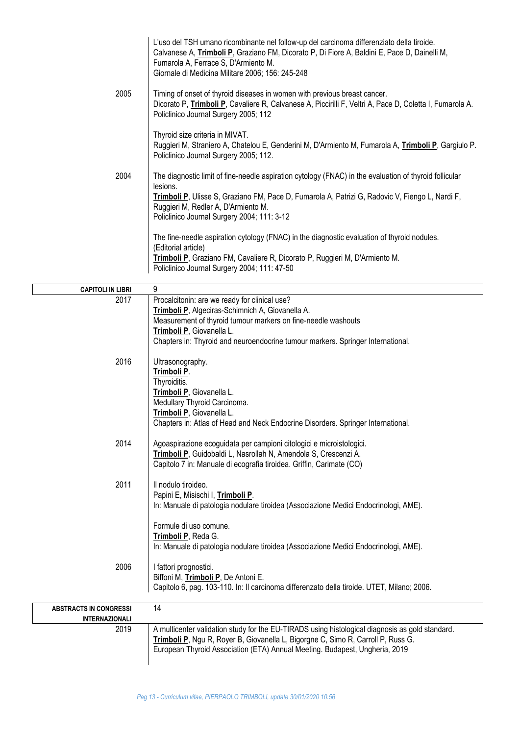L'uso del TSH umano ricombinante nel follow-up del carcinoma differenziato della tiroide.
Calvanese A, **Trimboli P**, Graziano FM, Dicorato P, Di Fiore A, Baldini E, Pace D, Dainelli M, Fumarola A, Ferrace S, D'Armiento M.
Giornale di Medicina Militare 2006; 156: 245-248

**2005**

Timing of onset of thyroid diseases in women with previous breast cancer.
Dicorato P, **Trimboli P**, Cavaliere R, Calvanese A, Piccirilli F, Veltri A, Pace D, Coletta I, Fumarola A.
Policlinico Journal Surgery 2005; 112

Thyroid size criteria in MIVAT.
Ruggieri M, Straniero A, Chatelou E, Genderini M, D'Armiento M, Fumarola A, **Trimboli P**, Gargiulo P.
Policlinico Journal Surgery 2005; 112.

**2004**

The diagnostic limit of fine-needle aspiration cytology (FNAC) in the evaluation of thyroid follicular lesions.
**Trimboli P**, Ulisse S, Graziano FM, Pace D, Fumarola A, Patrizi G, Radovic V, Fiengo L, Nardi F, Ruggieri M, Redler A, D'Armiento M.
Policlinico Journal Surgery 2004; 111: 3-12

The fine-needle aspiration cytology (FNAC) in the diagnostic evaluation of thyroid nodules.
(Editorial article)
**Trimboli P**, Graziano FM, Cavaliere R, Dicorato P, Ruggieri M, D'Armiento M.
Policlinico Journal Surgery 2004; 111: 47-50

## CAPITOLI IN LIBRI — 9

**2017**

Procalcitonin: are we ready for clinical use?
**Trimboli P**, Algeciras-Schimnich A, Giovanella A.
Measurement of thyroid tumour markers on fine-needle washouts
**Trimboli P**, Giovanella L.
Chapters in: Thyroid and neuroendocrine tumour markers. Springer International.

**2016**

Ultrasonography.
**Trimboli P**.
Thyroiditis.
**Trimboli P**, Giovanella L.
Medullary Thyroid Carcinoma.
**Trimboli P**, Giovanella L.
Chapters in: Atlas of Head and Neck Endocrine Disorders. Springer International.

**2014**

Agoaspirazione ecoguidata per campioni citologici e microistologici.
**Trimboli P**, Guidobaldi L, Nasrollah N, Amendola S, Crescenzi A.
Capitolo 7 in: Manuale di ecografia tiroidea. Griffin, Carimate (CO)

**2011**

Il nodulo tiroideo.
Papini E, Misischi I, **Trimboli P**.
In: Manuale di patologia nodulare tiroidea (Associazione Medici Endocrinologi, AME).

Formule di uso comune.
**Trimboli P**, Reda G.
In: Manuale di patologia nodulare tiroidea (Associazione Medici Endocrinologi, AME).

**2006**

I fattori prognostici.
Biffoni M, **Trimboli P**, De Antoni E.
Capitolo 6, pag. 103-110. In: Il carcinoma differenzato della tiroide. UTET, Milano; 2006.

## ABSTRACTS IN CONGRESSI INTERNAZIONALI — 14

**2019**

A multicenter validation study for the EU-TIRADS using histological diagnosis as gold standard.
**Trimboli P**, Ngu R, Royer B, Giovanella L, Bigorgne C, Simo R, Carroll P, Russ G.
European Thyroid Association (ETA) Annual Meeting. Budapest, Ungheria, 2019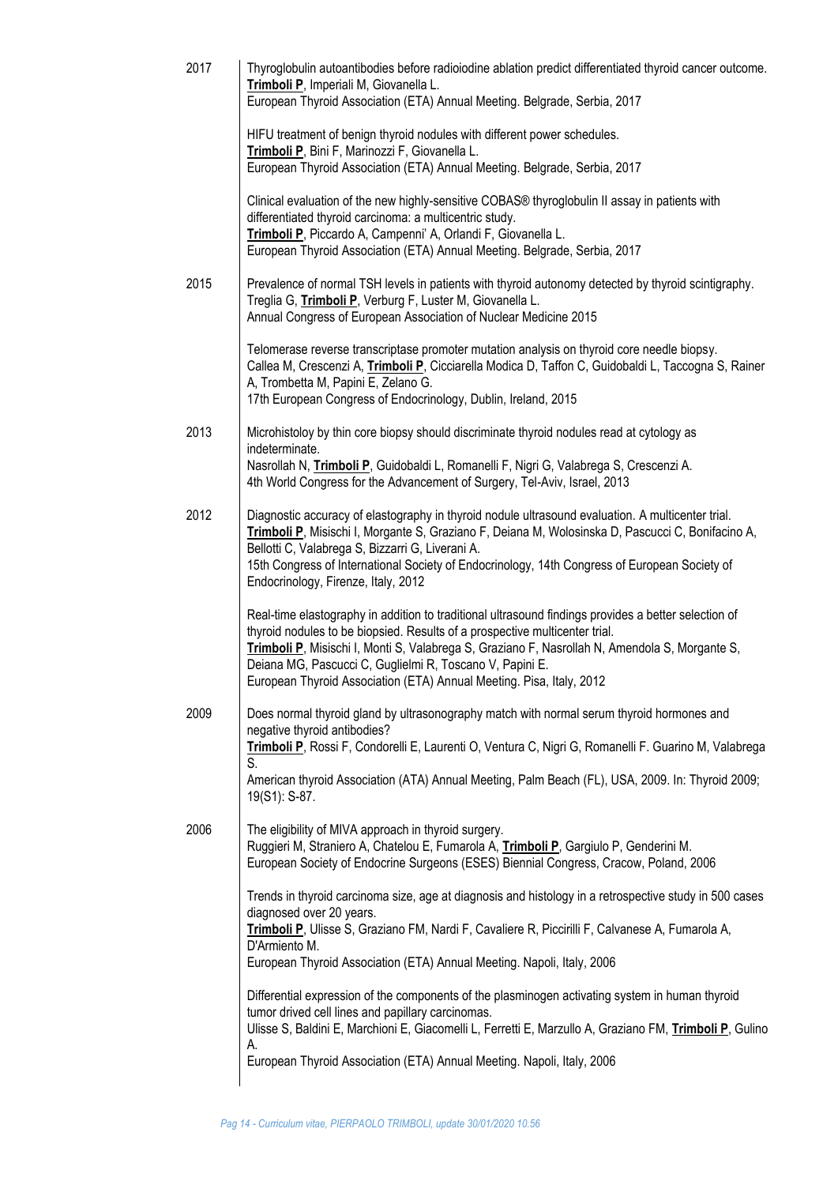**2017**

Thyroglobulin autoantibodies before radioiodine ablation predict differentiated thyroid cancer outcome.
**Trimboli P**, Imperiali M, Giovanella L.
European Thyroid Association (ETA) Annual Meeting. Belgrade, Serbia, 2017

HIFU treatment of benign thyroid nodules with different power schedules.
**Trimboli P**, Bini F, Marinozzi F, Giovanella L.
European Thyroid Association (ETA) Annual Meeting. Belgrade, Serbia, 2017

Clinical evaluation of the new highly-sensitive COBAS® thyroglobulin II assay in patients with differentiated thyroid carcinoma: a multicentric study.
**Trimboli P**, Piccardo A, Campenni' A, Orlandi F, Giovanella L.
European Thyroid Association (ETA) Annual Meeting. Belgrade, Serbia, 2017

**2015**

Prevalence of normal TSH levels in patients with thyroid autonomy detected by thyroid scintigraphy.
Treglia G, **Trimboli P**, Verburg F, Luster M, Giovanella L.
Annual Congress of European Association of Nuclear Medicine 2015

Telomerase reverse transcriptase promoter mutation analysis on thyroid core needle biopsy.
Callea M, Crescenzi A, **Trimboli P**, Cicciarella Modica D, Taffon C, Guidobaldi L, Taccogna S, Rainer A, Trombetta M, Papini E, Zelano G.
17th European Congress of Endocrinology, Dublin, Ireland, 2015

**2013**

Microhistoloy by thin core biopsy should discriminate thyroid nodules read at cytology as indeterminate.
Nasrollah N, **Trimboli P**, Guidobaldi L, Romanelli F, Nigri G, Valabrega S, Crescenzi A.
4th World Congress for the Advancement of Surgery, Tel-Aviv, Israel, 2013

**2012**

Diagnostic accuracy of elastography in thyroid nodule ultrasound evaluation. A multicenter trial.
**Trimboli P**, Misischi I, Morgante S, Graziano F, Deiana M, Wolosinska D, Pascucci C, Bonifacino A, Bellotti C, Valabrega S, Bizzarri G, Liverani A.
15th Congress of International Society of Endocrinology, 14th Congress of European Society of Endocrinology, Firenze, Italy, 2012

Real-time elastography in addition to traditional ultrasound findings provides a better selection of thyroid nodules to be biopsied. Results of a prospective multicenter trial.
**Trimboli P**, Misischi I, Monti S, Valabrega S, Graziano F, Nasrollah N, Amendola S, Morgante S, Deiana MG, Pascucci C, Guglielmi R, Toscano V, Papini E.
European Thyroid Association (ETA) Annual Meeting. Pisa, Italy, 2012

**2009**

Does normal thyroid gland by ultrasonography match with normal serum thyroid hormones and negative thyroid antibodies?
**Trimboli P**, Rossi F, Condorelli E, Laurenti O, Ventura C, Nigri G, Romanelli F. Guarino M, Valabrega S.
American thyroid Association (ATA) Annual Meeting, Palm Beach (FL), USA, 2009. In: Thyroid 2009; 19(S1): S-87.

**2006**

The eligibility of MIVA approach in thyroid surgery.
Ruggieri M, Straniero A, Chatelou E, Fumarola A, **Trimboli P**, Gargiulo P, Genderini M.
European Society of Endocrine Surgeons (ESES) Biennial Congress, Cracow, Poland, 2006

Trends in thyroid carcinoma size, age at diagnosis and histology in a retrospective study in 500 cases diagnosed over 20 years.
**Trimboli P**, Ulisse S, Graziano FM, Nardi F, Cavaliere R, Piccirilli F, Calvanese A, Fumarola A, D'Armiento M.
European Thyroid Association (ETA) Annual Meeting. Napoli, Italy, 2006

Differential expression of the components of the plasminogen activating system in human thyroid tumor drived cell lines and papillary carcinomas.
Ulisse S, Baldini E, Marchioni E, Giacomelli L, Ferretti E, Marzullo A, Graziano FM, **Trimboli P**, Gulino A.
European Thyroid Association (ETA) Annual Meeting. Napoli, Italy, 2006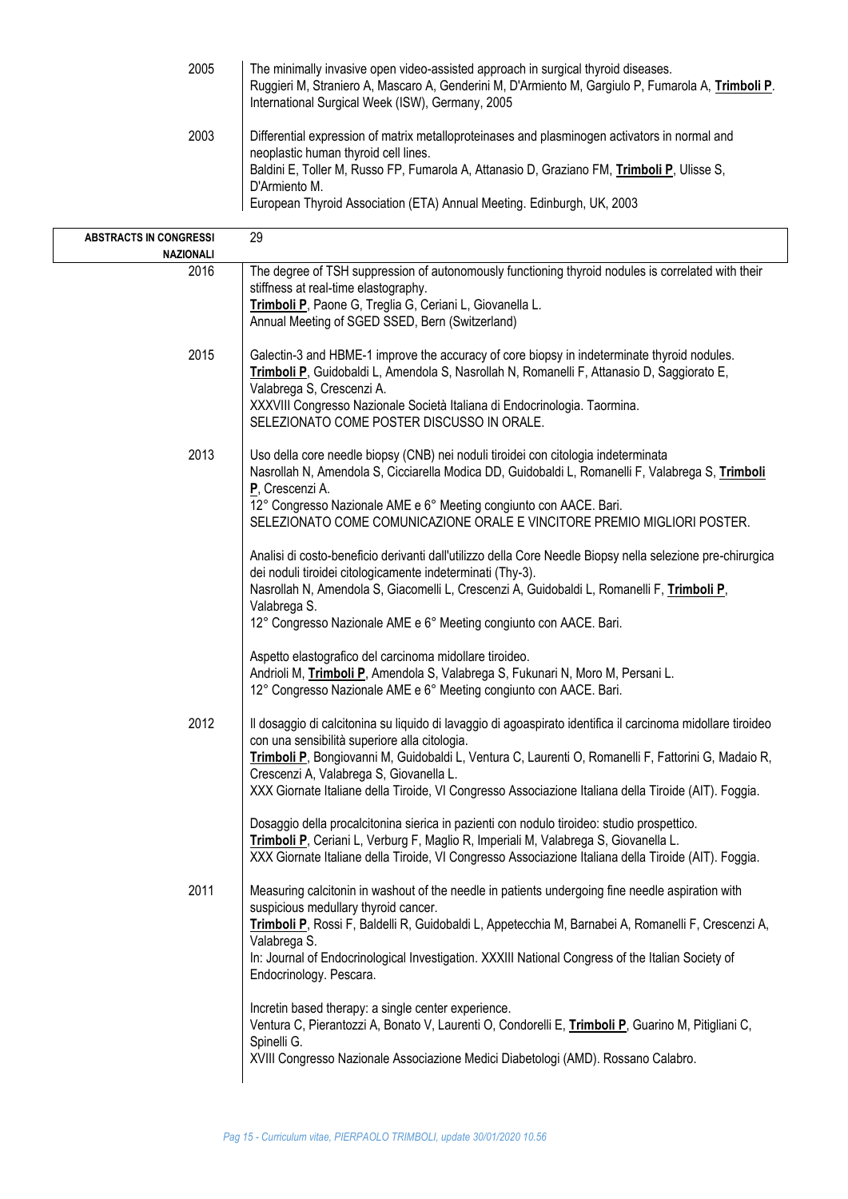2005

The minimally invasive open video-assisted approach in surgical thyroid diseases.
Ruggieri M, Straniero A, Mascaro A, Genderini M, D'Armiento M, Gargiulo P, Fumarola A, **Trimboli P**.
International Surgical Week (ISW), Germany, 2005

2003

Differential expression of matrix metalloproteinases and plasminogen activators in normal and neoplastic human thyroid cell lines.
Baldini E, Toller M, Russo FP, Fumarola A, Attanasio D, Graziano FM, **Trimboli P**, Ulisse S, D'Armiento M.
European Thyroid Association (ETA) Annual Meeting. Edinburgh, UK, 2003

**ABSTRACTS IN CONGRESSI NAZIONALI** 29

2016

The degree of TSH suppression of autonomously functioning thyroid nodules is correlated with their stiffness at real-time elastography.
**Trimboli P**, Paone G, Treglia G, Ceriani L, Giovanella L.
Annual Meeting of SGED SSED, Bern (Switzerland)

2015

Galectin-3 and HBME-1 improve the accuracy of core biopsy in indeterminate thyroid nodules.
**Trimboli P**, Guidobaldi L, Amendola S, Nasrollah N, Romanelli F, Attanasio D, Saggiorato E, Valabrega S, Crescenzi A.
XXXVIII Congresso Nazionale Società Italiana di Endocrinologia. Taormina.
SELEZIONATO COME POSTER DISCUSSO IN ORALE.

2013

Uso della core needle biopsy (CNB) nei noduli tiroidei con citologia indeterminata
Nasrollah N, Amendola S, Cicciarella Modica DD, Guidobaldi L, Romanelli F, Valabrega S, **Trimboli P**, Crescenzi A.
12° Congresso Nazionale AME e 6° Meeting congiunto con AACE. Bari.
SELEZIONATO COME COMUNICAZIONE ORALE E VINCITORE PREMIO MIGLIORI POSTER.

Analisi di costo-beneficio derivanti dall'utilizzo della Core Needle Biopsy nella selezione pre-chirurgica dei noduli tiroidei citologicamente indeterminati (Thy-3).
Nasrollah N, Amendola S, Giacomelli L, Crescenzi A, Guidobaldi L, Romanelli F, **Trimboli P**, Valabrega S.
12° Congresso Nazionale AME e 6° Meeting congiunto con AACE. Bari.

Aspetto elastografico del carcinoma midollare tiroideo.
Andrioli M, **Trimboli P**, Amendola S, Valabrega S, Fukunari N, Moro M, Persani L.
12° Congresso Nazionale AME e 6° Meeting congiunto con AACE. Bari.

2012

Il dosaggio di calcitonina su liquido di lavaggio di agoaspirato identifica il carcinoma midollare tiroideo con una sensibilità superiore alla citologia.
**Trimboli P**, Bongiovanni M, Guidobaldi L, Ventura C, Laurenti O, Romanelli F, Fattorini G, Madaio R, Crescenzi A, Valabrega S, Giovanella L.
XXX Giornate Italiane della Tiroide, VI Congresso Associazione Italiana della Tiroide (AIT). Foggia.

Dosaggio della procalcitonina sierica in pazienti con nodulo tiroideo: studio prospettico.
**Trimboli P**, Ceriani L, Verburg F, Maglio R, Imperiali M, Valabrega S, Giovanella L.
XXX Giornate Italiane della Tiroide, VI Congresso Associazione Italiana della Tiroide (AIT). Foggia.

2011

Measuring calcitonin in washout of the needle in patients undergoing fine needle aspiration with suspicious medullary thyroid cancer.
**Trimboli P**, Rossi F, Baldelli R, Guidobaldi L, Appetecchia M, Barnabei A, Romanelli F, Crescenzi A, Valabrega S.
In: Journal of Endocrinological Investigation. XXXIII National Congress of the Italian Society of Endocrinology. Pescara.

Incretin based therapy: a single center experience.
Ventura C, Pierantozzi A, Bonato V, Laurenti O, Condorelli E, **Trimboli P**, Guarino M, Pitigliani C, Spinelli G.
XVIII Congresso Nazionale Associazione Medici Diabetologi (AMD). Rossano Calabro.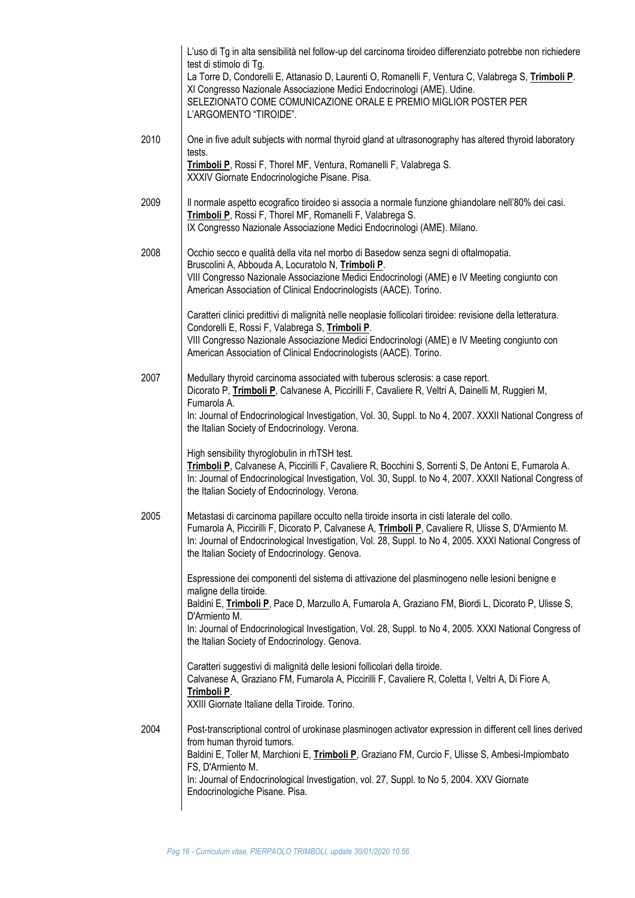| | |
|---|---|
| | L'uso di Tg in alta sensibilità nel follow-up del carcinoma tiroideo differenziato potrebbe non richiedere test di stimolo di Tg.<br>La Torre D, Condorelli E, Attanasio D, Laurenti O, Romanelli F, Ventura C, Valabrega S, **Trimboli P**.<br>XI Congresso Nazionale Associazione Medici Endocrinologi (AME). Udine.<br>SELEZIONATO COME COMUNICAZIONE ORALE E PREMIO MIGLIOR POSTER PER L'ARGOMENTO "TIROIDE". |
| 2010 | One in five adult subjects with normal thyroid gland at ultrasonography has altered thyroid laboratory tests.<br>**Trimboli P**, Rossi F, Thorel MF, Ventura, Romanelli F, Valabrega S.<br>XXXIV Giornate Endocrinologiche Pisane. Pisa. |
| 2009 | Il normale aspetto ecografico tiroideo si associa a normale funzione ghiandolare nell'80% dei casi.<br>**Trimboli P**, Rossi F, Thorel MF, Romanelli F, Valabrega S.<br>IX Congresso Nazionale Associazione Medici Endocrinologi (AME). Milano. |
| 2008 | Occhio secco e qualità della vita nel morbo di Basedow senza segni di oftalmopatia.<br>Bruscolini A, Abbouda A, Locuratolo N, **Trimboli P**.<br>VIII Congresso Nazionale Associazione Medici Endocrinologi (AME) e IV Meeting congiunto con American Association of Clinical Endocrinologists (AACE). Torino.<br><br>Caratteri clinici predittivi di malignità nelle neoplasie follicolari tiroidee: revisione della letteratura.<br>Condorelli E, Rossi F, Valabrega S, **Trimboli P**.<br>VIII Congresso Nazionale Associazione Medici Endocrinologi (AME) e IV Meeting congiunto con American Association of Clinical Endocrinologists (AACE). Torino. |
| 2007 | Medullary thyroid carcinoma associated with tuberous sclerosis: a case report.<br>Dicorato P, **Trimboli P**, Calvanese A, Piccirilli F, Cavaliere R, Veltri A, Dainelli M, Ruggieri M, Fumarola A.<br>In: Journal of Endocrinological Investigation, Vol. 30, Suppl. to No 4, 2007. XXXII National Congress of the Italian Society of Endocrinology. Verona.<br><br>High sensibility thyroglobulin in rhTSH test.<br>**Trimboli P**, Calvanese A, Piccirilli F, Cavaliere R, Bocchini S, Sorrenti S, De Antoni E, Fumarola A.<br>In: Journal of Endocrinological Investigation, Vol. 30, Suppl. to No 4, 2007. XXXII National Congress of the Italian Society of Endocrinology. Verona. |
| 2005 | Metastasi di carcinoma papillare occulto nella tiroide insorta in cisti laterale del collo.<br>Fumarola A, Piccirilli F, Dicorato P, Calvanese A, **Trimboli P**, Cavaliere R, Ulisse S, D'Armiento M.<br>In: Journal of Endocrinological Investigation, Vol. 28, Suppl. to No 4, 2005. XXXI National Congress of the Italian Society of Endocrinology. Genova.<br><br>Espressione dei componenti del sistema di attivazione del plasminogeno nelle lesioni benigne e maligne della tiroide.<br>Baldini E, **Trimboli P**, Pace D, Marzullo A, Fumarola A, Graziano FM, Biordi L, Dicorato P, Ulisse S, D'Armiento M.<br>In: Journal of Endocrinological Investigation, Vol. 28, Suppl. to No 4, 2005. XXXI National Congress of the Italian Society of Endocrinology. Genova.<br><br>Caratteri suggestivi di malignità delle lesioni follicolari della tiroide.<br>Calvanese A, Graziano FM, Fumarola A, Piccirilli F, Cavaliere R, Coletta I, Veltri A, Di Fiore A, **Trimboli P**.<br>XXIII Giornate Italiane della Tiroide. Torino. |
| 2004 | Post-transcriptional control of urokinase plasminogen activator expression in different cell lines derived from human thyroid tumors.<br>Baldini E, Toller M, Marchioni E, **Trimboli P**, Graziano FM, Curcio F, Ulisse S, Ambesi-Impiombato FS, D'Armiento M.<br>In: Journal of Endocrinological Investigation, vol. 27, Suppl. to No 5, 2004. XXV Giornate Endocrinologiche Pisane. Pisa. |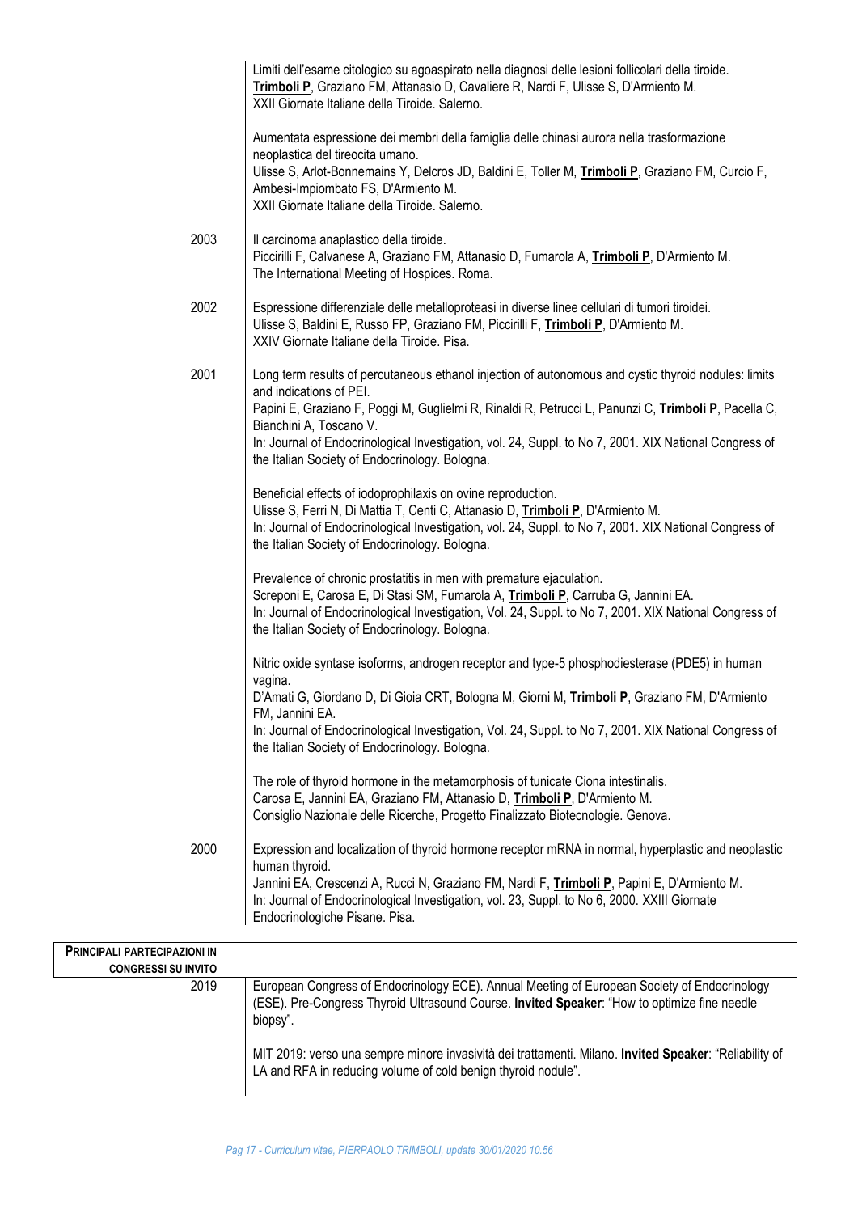| | |
|---|---|
| | Limiti dell'esame citologico su agoaspirato nella diagnosi delle lesioni follicolari della tiroide.<br>**Trimboli P**, Graziano FM, Attanasio D, Cavaliere R, Nardi F, Ulisse S, D'Armiento M.<br>XXII Giornate Italiane della Tiroide. Salerno. |
| | Aumentata espressione dei membri della famiglia delle chinasi aurora nella trasformazione neoplastica del tireocita umano.<br>Ulisse S, Arlot-Bonnemains Y, Delcros JD, Baldini E, Toller M, **Trimboli P**, Graziano FM, Curcio F, Ambesi-Impiombato FS, D'Armiento M.<br>XXII Giornate Italiane della Tiroide. Salerno. |
| 2003 | Il carcinoma anaplastico della tiroide.<br>Piccirilli F, Calvanese A, Graziano FM, Attanasio D, Fumarola A, **Trimboli P**, D'Armiento M.<br>The International Meeting of Hospices. Roma. |
| 2002 | Espressione differenziale delle metalloproteasi in diverse linee cellulari di tumori tiroidei.<br>Ulisse S, Baldini E, Russo FP, Graziano FM, Piccirilli F, **Trimboli P**, D'Armiento M.<br>XXIV Giornate Italiane della Tiroide. Pisa. |
| 2001 | Long term results of percutaneous ethanol injection of autonomous and cystic thyroid nodules: limits and indications of PEI.<br>Papini E, Graziano F, Poggi M, Guglielmi R, Rinaldi R, Petrucci L, Panunzi C, **Trimboli P**, Pacella C, Bianchini A, Toscano V.<br>In: Journal of Endocrinological Investigation, vol. 24, Suppl. to No 7, 2001. XIX National Congress of the Italian Society of Endocrinology. Bologna. |
| | Beneficial effects of iodoprophilaxis on ovine reproduction.<br>Ulisse S, Ferri N, Di Mattia T, Centi C, Attanasio D, **Trimboli P**, D'Armiento M.<br>In: Journal of Endocrinological Investigation, vol. 24, Suppl. to No 7, 2001. XIX National Congress of the Italian Society of Endocrinology. Bologna. |
| | Prevalence of chronic prostatitis in men with premature ejaculation.<br>Screponi E, Carosa E, Di Stasi SM, Fumarola A, **Trimboli P**, Carruba G, Jannini EA.<br>In: Journal of Endocrinological Investigation, Vol. 24, Suppl. to No 7, 2001. XIX National Congress of the Italian Society of Endocrinology. Bologna. |
| | Nitric oxide syntase isoforms, androgen receptor and type-5 phosphodiesterase (PDE5) in human vagina.<br>D'Amati G, Giordano D, Di Gioia CRT, Bologna M, Giorni M, **Trimboli P**, Graziano FM, D'Armiento FM, Jannini EA.<br>In: Journal of Endocrinological Investigation, Vol. 24, Suppl. to No 7, 2001. XIX National Congress of the Italian Society of Endocrinology. Bologna. |
| | The role of thyroid hormone in the metamorphosis of tunicate Ciona intestinalis.<br>Carosa E, Jannini EA, Graziano FM, Attanasio D, **Trimboli P**, D'Armiento M.<br>Consiglio Nazionale delle Ricerche, Progetto Finalizzato Biotecnologie. Genova. |
| 2000 | Expression and localization of thyroid hormone receptor mRNA in normal, hyperplastic and neoplastic human thyroid.<br>Jannini EA, Crescenzi A, Rucci N, Graziano FM, Nardi F, **Trimboli P**, Papini E, D'Armiento M.<br>In: Journal of Endocrinological Investigation, vol. 23, Suppl. to No 6, 2000. XXIII Giornate Endocrinologiche Pisane. Pisa. |

## PRINCIPALI PARTECIPAZIONI IN CONGRESSI SU INVITO

| | |
|---|---|
| 2019 | European Congress of Endocrinology ECE). Annual Meeting of European Society of Endocrinology (ESE). Pre-Congress Thyroid Ultrasound Course. **Invited Speaker**: "How to optimize fine needle biopsy". |
| | MIT 2019: verso una sempre minore invasività dei trattamenti. Milano. **Invited Speaker**: "Reliability of LA and RFA in reducing volume of cold benign thyroid nodule". |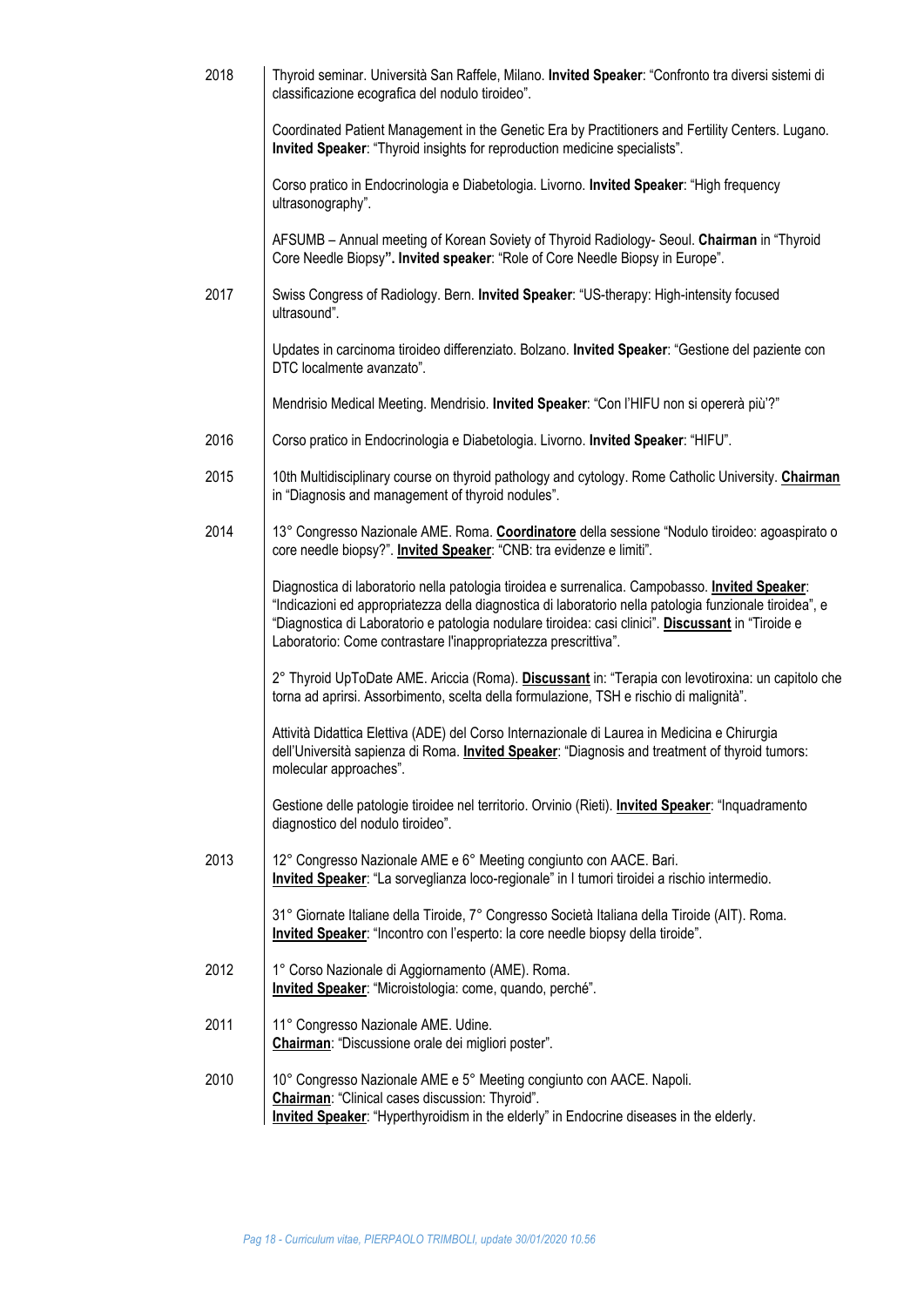| | |
|---|---|
| 2018 | Thyroid seminar. Università San Raffele, Milano. **Invited Speaker**: "Confronto tra diversi sistemi di classificazione ecografica del nodulo tiroideo". |
| | Coordinated Patient Management in the Genetic Era by Practitioners and Fertility Centers. Lugano. **Invited Speaker**: "Thyroid insights for reproduction medicine specialists". |
| | Corso pratico in Endocrinologia e Diabetologia. Livorno. **Invited Speaker**: "High frequency ultrasonography". |
| | AFSUMB – Annual meeting of Korean Soviety of Thyroid Radiology- Seoul. **Chairman** in "Thyroid Core Needle Biopsy**". Invited speaker**: "Role of Core Needle Biopsy in Europe". |
| 2017 | Swiss Congress of Radiology. Bern. **Invited Speaker**: "US-therapy: High-intensity focused ultrasound". |
| | Updates in carcinoma tiroideo differenziato. Bolzano. **Invited Speaker**: "Gestione del paziente con DTC localmente avanzato". |
| | Mendrisio Medical Meeting. Mendrisio. **Invited Speaker**: "Con l'HIFU non si opererà più'?" |
| 2016 | Corso pratico in Endocrinologia e Diabetologia. Livorno. **Invited Speaker**: "HIFU". |
| 2015 | 10th Multidisciplinary course on thyroid pathology and cytology. Rome Catholic University. **Chairman** in "Diagnosis and management of thyroid nodules". |
| 2014 | 13° Congresso Nazionale AME. Roma. **Coordinatore** della sessione "Nodulo tiroideo: agoaspirato o core needle biopsy?". **Invited Speaker**: "CNB: tra evidenze e limiti". |
| | Diagnostica di laboratorio nella patologia tiroidea e surrenalica. Campobasso. **Invited Speaker**: "Indicazioni ed appropriatezza della diagnostica di laboratorio nella patologia funzionale tiroidea", e "Diagnostica di Laboratorio e patologia nodulare tiroidea: casi clinici". **Discussant** in "Tiroide e Laboratorio: Come contrastare l'inappropriatezza prescrittiva". |
| | 2° Thyroid UpToDate AME. Ariccia (Roma). **Discussant** in: "Terapia con levotiroxina: un capitolo che torna ad aprirsi. Assorbimento, scelta della formulazione, TSH e rischio di malignità". |
| | Attività Didattica Elettiva (ADE) del Corso Internazionale di Laurea in Medicina e Chirurgia dell'Università sapienza di Roma. **Invited Speaker**: "Diagnosis and treatment of thyroid tumors: molecular approaches". |
| | Gestione delle patologie tiroidee nel territorio. Orvinio (Rieti). **Invited Speaker**: "Inquadramento diagnostico del nodulo tiroideo". |
| 2013 | 12° Congresso Nazionale AME e 6° Meeting congiunto con AACE. Bari. **Invited Speaker**: "La sorveglianza loco-regionale" in I tumori tiroidei a rischio intermedio. |
| | 31° Giornate Italiane della Tiroide, 7° Congresso Società Italiana della Tiroide (AIT). Roma. **Invited Speaker**: "Incontro con l'esperto: la core needle biopsy della tiroide". |
| 2012 | 1° Corso Nazionale di Aggiornamento (AME). Roma. **Invited Speaker**: "Microistologia: come, quando, perché". |
| 2011 | 11° Congresso Nazionale AME. Udine. **Chairman**: "Discussione orale dei migliori poster". |
| 2010 | 10° Congresso Nazionale AME e 5° Meeting congiunto con AACE. Napoli. **Chairman**: "Clinical cases discussion: Thyroid". **Invited Speaker**: "Hyperthyroidism in the elderly" in Endocrine diseases in the elderly. |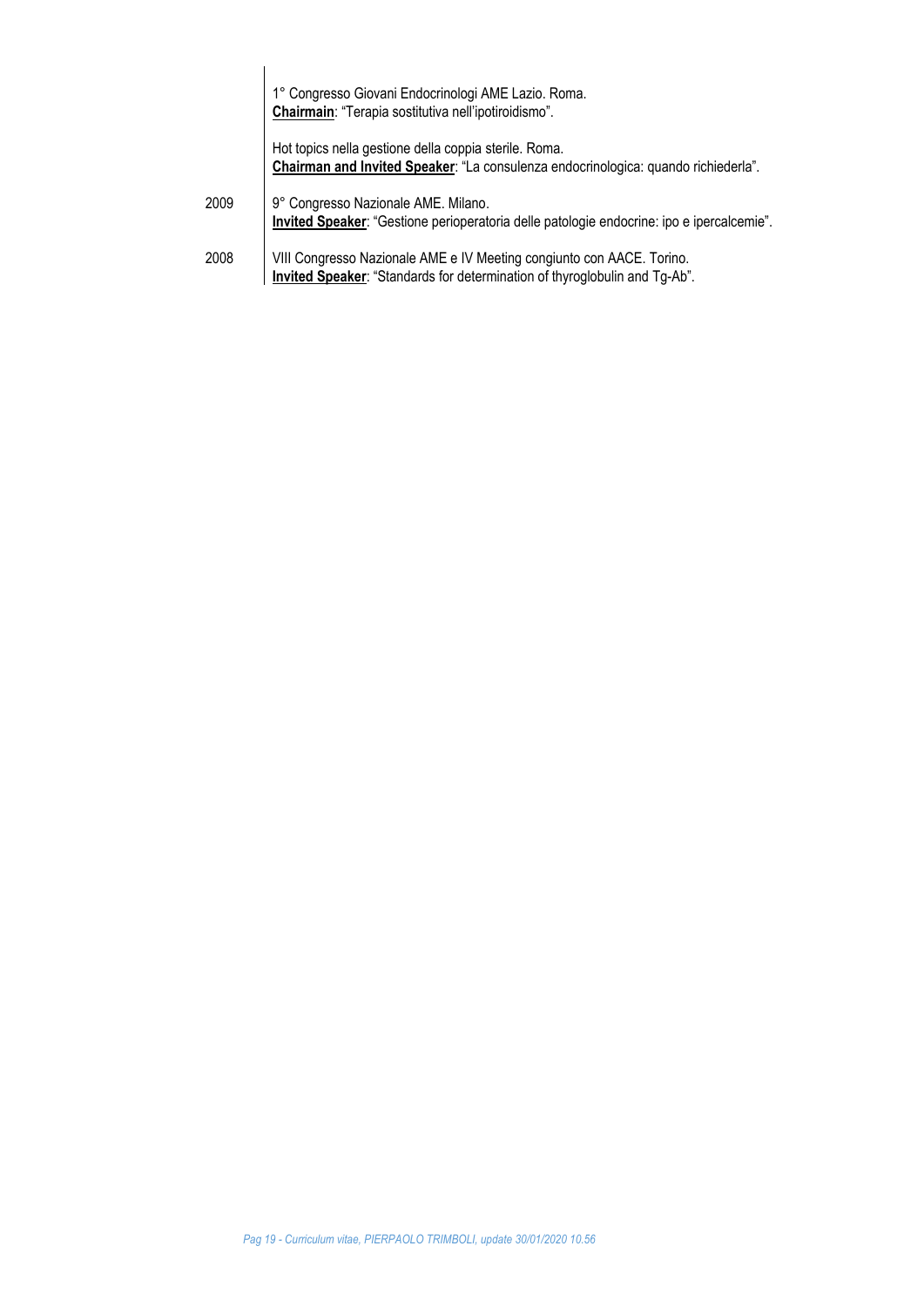1° Congresso Giovani Endocrinologi AME Lazio. Roma.
**Chairmain**: "Terapia sostitutiva nell'ipotiroidismo".

Hot topics nella gestione della coppia sterile. Roma.
**Chairman and Invited Speaker**: "La consulenza endocrinologica: quando richiederla".

2009

9° Congresso Nazionale AME. Milano.
**Invited Speaker**: "Gestione perioperatoria delle patologie endocrine: ipo e ipercalcemie".

2008

VIII Congresso Nazionale AME e IV Meeting congiunto con AACE. Torino.
**Invited Speaker**: "Standards for determination of thyroglobulin and Tg-Ab".